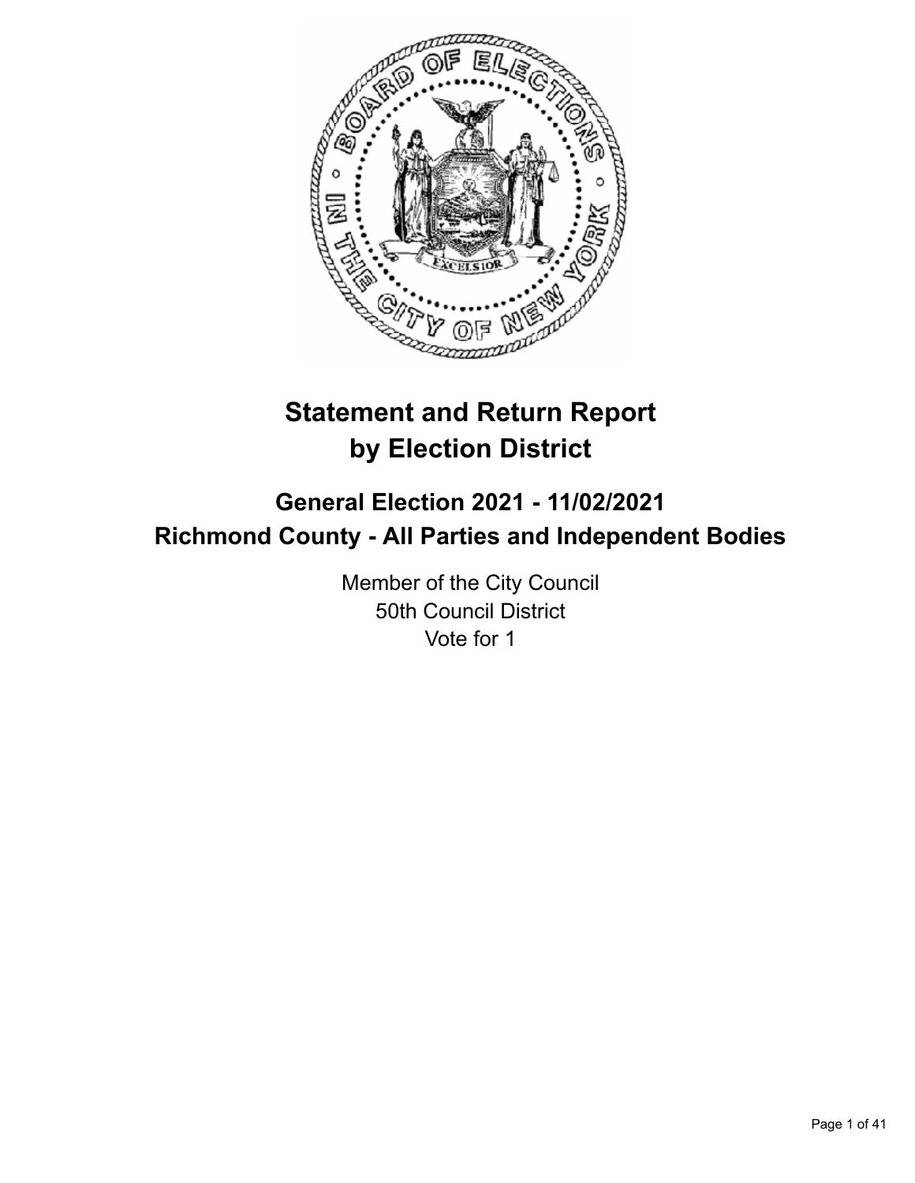# Statement and Return Report by Election District

## General Election 2021 - 11/02/2021
## Richmond County - All Parties and Independent Bodies

Member of the City Council
50th Council District
Vote for 1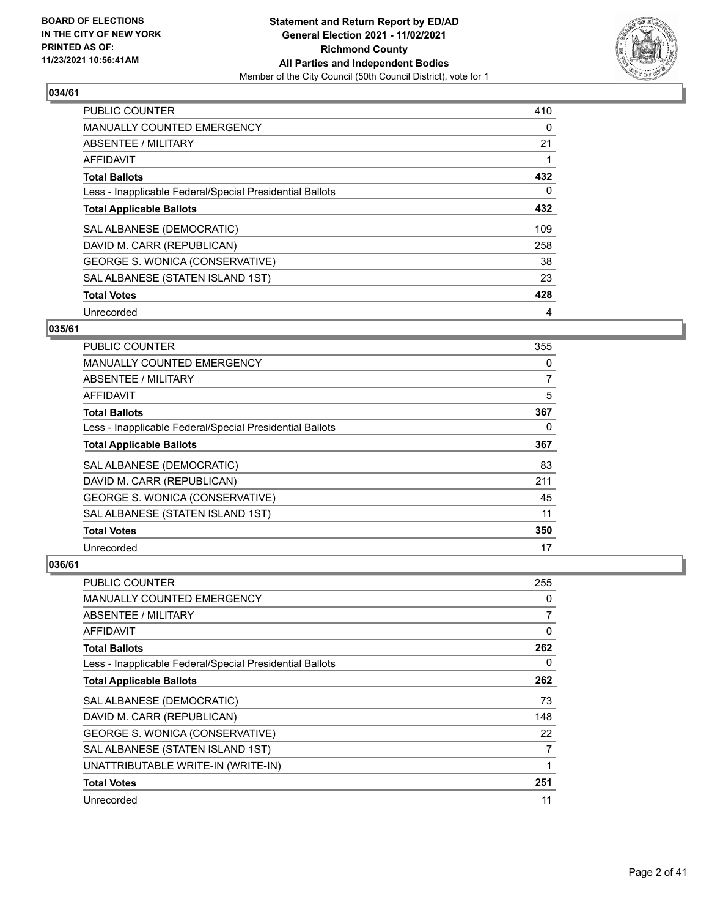**BOARD OF ELECTIONS IN THE CITY OF NEW YORK PRINTED AS OF: 11/23/2021 10:56:41AM**

**Statement and Return Report by ED/AD**
**General Election 2021 - 11/02/2021**
**Richmond County**
**All Parties and Independent Bodies**
Member of the City Council (50th Council District), vote for 1

## 034/61

| | |
|---|---|
| PUBLIC COUNTER | 410 |
| MANUALLY COUNTED EMERGENCY | 0 |
| ABSENTEE / MILITARY | 21 |
| AFFIDAVIT | 1 |
| **Total Ballots** | **432** |
| Less - Inapplicable Federal/Special Presidential Ballots | 0 |
| **Total Applicable Ballots** | **432** |
| SAL ALBANESE (DEMOCRATIC) | 109 |
| DAVID M. CARR (REPUBLICAN) | 258 |
| GEORGE S. WONICA (CONSERVATIVE) | 38 |
| SAL ALBANESE (STATEN ISLAND 1ST) | 23 |
| **Total Votes** | **428** |
| Unrecorded | 4 |

## 035/61

| | |
|---|---|
| PUBLIC COUNTER | 355 |
| MANUALLY COUNTED EMERGENCY | 0 |
| ABSENTEE / MILITARY | 7 |
| AFFIDAVIT | 5 |
| **Total Ballots** | **367** |
| Less - Inapplicable Federal/Special Presidential Ballots | 0 |
| **Total Applicable Ballots** | **367** |
| SAL ALBANESE (DEMOCRATIC) | 83 |
| DAVID M. CARR (REPUBLICAN) | 211 |
| GEORGE S. WONICA (CONSERVATIVE) | 45 |
| SAL ALBANESE (STATEN ISLAND 1ST) | 11 |
| **Total Votes** | **350** |
| Unrecorded | 17 |

## 036/61

| | |
|---|---|
| PUBLIC COUNTER | 255 |
| MANUALLY COUNTED EMERGENCY | 0 |
| ABSENTEE / MILITARY | 7 |
| AFFIDAVIT | 0 |
| **Total Ballots** | **262** |
| Less - Inapplicable Federal/Special Presidential Ballots | 0 |
| **Total Applicable Ballots** | **262** |
| SAL ALBANESE (DEMOCRATIC) | 73 |
| DAVID M. CARR (REPUBLICAN) | 148 |
| GEORGE S. WONICA (CONSERVATIVE) | 22 |
| SAL ALBANESE (STATEN ISLAND 1ST) | 7 |
| UNATTRIBUTABLE WRITE-IN (WRITE-IN) | 1 |
| **Total Votes** | **251** |
| Unrecorded | 11 |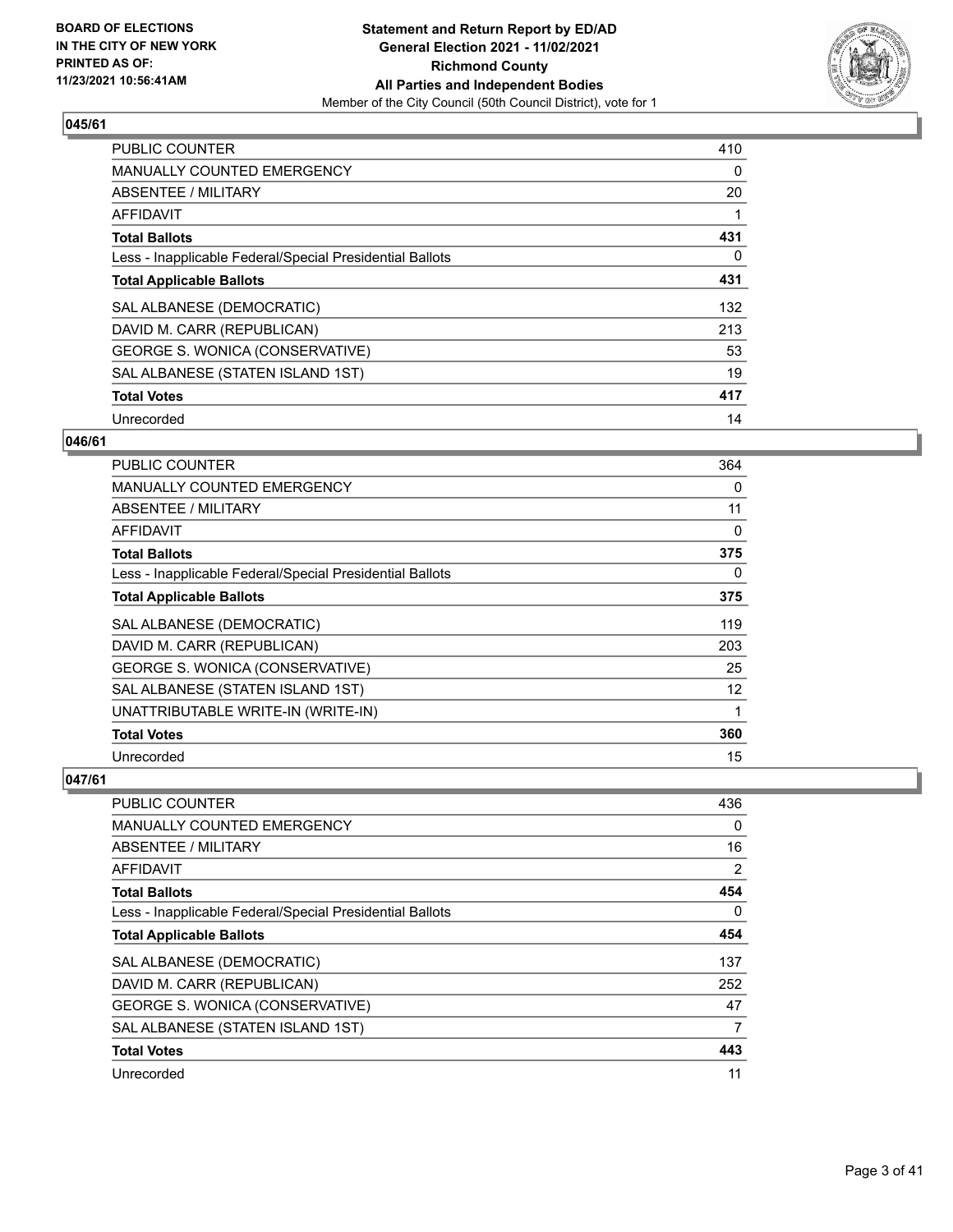**BOARD OF ELECTIONS IN THE CITY OF NEW YORK PRINTED AS OF: 11/23/2021 10:56:41AM**

**Statement and Return Report by ED/AD General Election 2021 - 11/02/2021 Richmond County All Parties and Independent Bodies**
Member of the City Council (50th Council District), vote for 1

### 045/61

| | |
|---|---|
| PUBLIC COUNTER | 410 |
| MANUALLY COUNTED EMERGENCY | 0 |
| ABSENTEE / MILITARY | 20 |
| AFFIDAVIT | 1 |
| **Total Ballots** | **431** |
| Less - Inapplicable Federal/Special Presidential Ballots | 0 |
| **Total Applicable Ballots** | **431** |
| SAL ALBANESE (DEMOCRATIC) | 132 |
| DAVID M. CARR (REPUBLICAN) | 213 |
| GEORGE S. WONICA (CONSERVATIVE) | 53 |
| SAL ALBANESE (STATEN ISLAND 1ST) | 19 |
| **Total Votes** | **417** |
| Unrecorded | 14 |

### 046/61

| | |
|---|---|
| PUBLIC COUNTER | 364 |
| MANUALLY COUNTED EMERGENCY | 0 |
| ABSENTEE / MILITARY | 11 |
| AFFIDAVIT | 0 |
| **Total Ballots** | **375** |
| Less - Inapplicable Federal/Special Presidential Ballots | 0 |
| **Total Applicable Ballots** | **375** |
| SAL ALBANESE (DEMOCRATIC) | 119 |
| DAVID M. CARR (REPUBLICAN) | 203 |
| GEORGE S. WONICA (CONSERVATIVE) | 25 |
| SAL ALBANESE (STATEN ISLAND 1ST) | 12 |
| UNATTRIBUTABLE WRITE-IN (WRITE-IN) | 1 |
| **Total Votes** | **360** |
| Unrecorded | 15 |

### 047/61

| | |
|---|---|
| PUBLIC COUNTER | 436 |
| MANUALLY COUNTED EMERGENCY | 0 |
| ABSENTEE / MILITARY | 16 |
| AFFIDAVIT | 2 |
| **Total Ballots** | **454** |
| Less - Inapplicable Federal/Special Presidential Ballots | 0 |
| **Total Applicable Ballots** | **454** |
| SAL ALBANESE (DEMOCRATIC) | 137 |
| DAVID M. CARR (REPUBLICAN) | 252 |
| GEORGE S. WONICA (CONSERVATIVE) | 47 |
| SAL ALBANESE (STATEN ISLAND 1ST) | 7 |
| **Total Votes** | **443** |
| Unrecorded | 11 |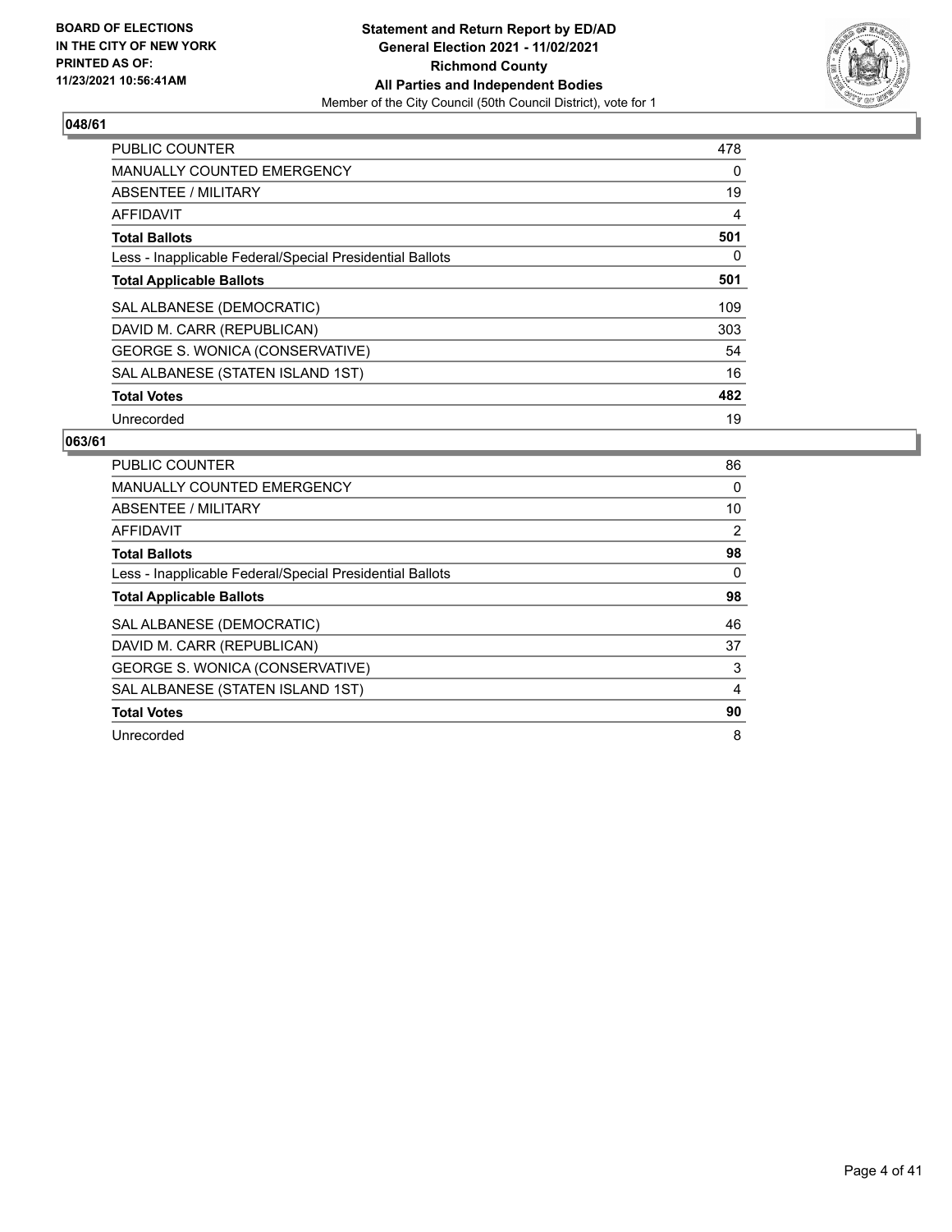**BOARD OF ELECTIONS IN THE CITY OF NEW YORK PRINTED AS OF: 11/23/2021 10:56:41AM**

**Statement and Return Report by ED/AD**
**General Election 2021 - 11/02/2021**
**Richmond County**
**All Parties and Independent Bodies**
Member of the City Council (50th Council District), vote for 1

## 048/61

| | |
|---|---|
| PUBLIC COUNTER | 478 |
| MANUALLY COUNTED EMERGENCY | 0 |
| ABSENTEE / MILITARY | 19 |
| AFFIDAVIT | 4 |
| **Total Ballots** | **501** |
| Less - Inapplicable Federal/Special Presidential Ballots | 0 |
| **Total Applicable Ballots** | **501** |
| SAL ALBANESE (DEMOCRATIC) | 109 |
| DAVID M. CARR (REPUBLICAN) | 303 |
| GEORGE S. WONICA (CONSERVATIVE) | 54 |
| SAL ALBANESE (STATEN ISLAND 1ST) | 16 |
| **Total Votes** | **482** |
| Unrecorded | 19 |

## 063/61

| | |
|---|---|
| PUBLIC COUNTER | 86 |
| MANUALLY COUNTED EMERGENCY | 0 |
| ABSENTEE / MILITARY | 10 |
| AFFIDAVIT | 2 |
| **Total Ballots** | **98** |
| Less - Inapplicable Federal/Special Presidential Ballots | 0 |
| **Total Applicable Ballots** | **98** |
| SAL ALBANESE (DEMOCRATIC) | 46 |
| DAVID M. CARR (REPUBLICAN) | 37 |
| GEORGE S. WONICA (CONSERVATIVE) | 3 |
| SAL ALBANESE (STATEN ISLAND 1ST) | 4 |
| **Total Votes** | **90** |
| Unrecorded | 8 |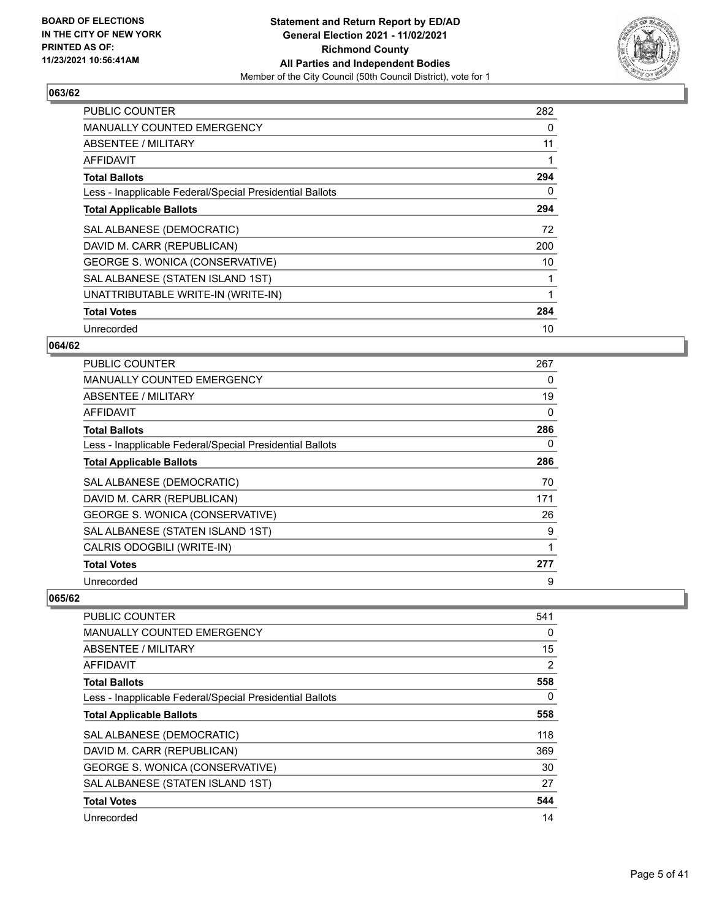**BOARD OF ELECTIONS IN THE CITY OF NEW YORK PRINTED AS OF: 11/23/2021 10:56:41AM**

**Statement and Return Report by ED/AD General Election 2021 - 11/02/2021 Richmond County All Parties and Independent Bodies**

Member of the City Council (50th Council District), vote for 1

## 063/62

| | |
|---|---|
| PUBLIC COUNTER | 282 |
| MANUALLY COUNTED EMERGENCY | 0 |
| ABSENTEE / MILITARY | 11 |
| AFFIDAVIT | 1 |
| **Total Ballots** | **294** |
| Less - Inapplicable Federal/Special Presidential Ballots | 0 |
| **Total Applicable Ballots** | **294** |
| SAL ALBANESE (DEMOCRATIC) | 72 |
| DAVID M. CARR (REPUBLICAN) | 200 |
| GEORGE S. WONICA (CONSERVATIVE) | 10 |
| SAL ALBANESE (STATEN ISLAND 1ST) | 1 |
| UNATTRIBUTABLE WRITE-IN (WRITE-IN) | 1 |
| **Total Votes** | **284** |
| Unrecorded | 10 |

## 064/62

| | |
|---|---|
| PUBLIC COUNTER | 267 |
| MANUALLY COUNTED EMERGENCY | 0 |
| ABSENTEE / MILITARY | 19 |
| AFFIDAVIT | 0 |
| **Total Ballots** | **286** |
| Less - Inapplicable Federal/Special Presidential Ballots | 0 |
| **Total Applicable Ballots** | **286** |
| SAL ALBANESE (DEMOCRATIC) | 70 |
| DAVID M. CARR (REPUBLICAN) | 171 |
| GEORGE S. WONICA (CONSERVATIVE) | 26 |
| SAL ALBANESE (STATEN ISLAND 1ST) | 9 |
| CALRIS ODOGBILI (WRITE-IN) | 1 |
| **Total Votes** | **277** |
| Unrecorded | 9 |

## 065/62

| | |
|---|---|
| PUBLIC COUNTER | 541 |
| MANUALLY COUNTED EMERGENCY | 0 |
| ABSENTEE / MILITARY | 15 |
| AFFIDAVIT | 2 |
| **Total Ballots** | **558** |
| Less - Inapplicable Federal/Special Presidential Ballots | 0 |
| **Total Applicable Ballots** | **558** |
| SAL ALBANESE (DEMOCRATIC) | 118 |
| DAVID M. CARR (REPUBLICAN) | 369 |
| GEORGE S. WONICA (CONSERVATIVE) | 30 |
| SAL ALBANESE (STATEN ISLAND 1ST) | 27 |
| **Total Votes** | **544** |
| Unrecorded | 14 |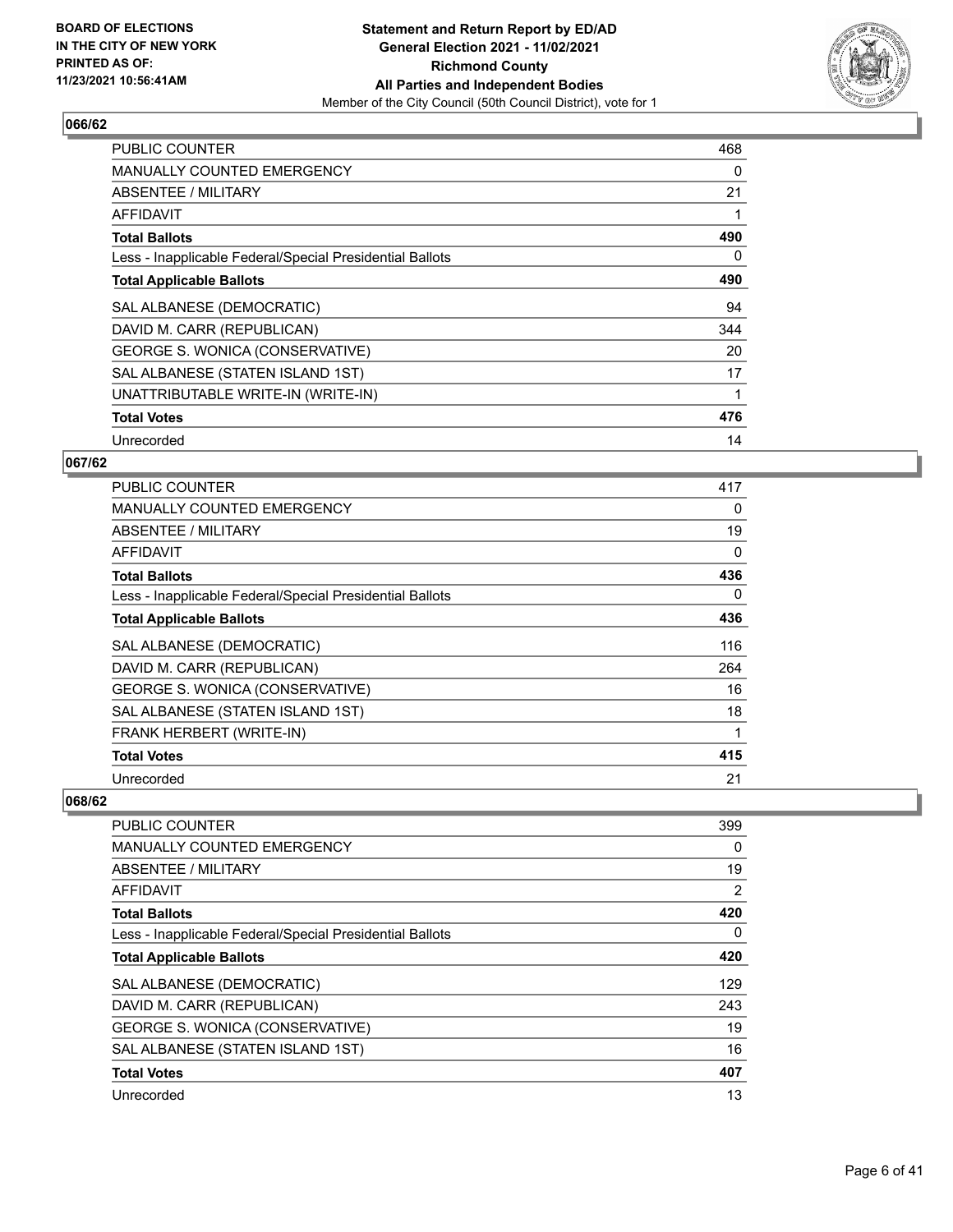**BOARD OF ELECTIONS IN THE CITY OF NEW YORK PRINTED AS OF: 11/23/2021 10:56:41AM**

**Statement and Return Report by ED/AD**
**General Election 2021 - 11/02/2021**
**Richmond County**
**All Parties and Independent Bodies**
Member of the City Council (50th Council District), vote for 1

## 066/62

| | |
|---|---|
| PUBLIC COUNTER | 468 |
| MANUALLY COUNTED EMERGENCY | 0 |
| ABSENTEE / MILITARY | 21 |
| AFFIDAVIT | 1 |
| **Total Ballots** | **490** |
| Less - Inapplicable Federal/Special Presidential Ballots | 0 |
| **Total Applicable Ballots** | **490** |
| SAL ALBANESE (DEMOCRATIC) | 94 |
| DAVID M. CARR (REPUBLICAN) | 344 |
| GEORGE S. WONICA (CONSERVATIVE) | 20 |
| SAL ALBANESE (STATEN ISLAND 1ST) | 17 |
| UNATTRIBUTABLE WRITE-IN (WRITE-IN) | 1 |
| **Total Votes** | **476** |
| Unrecorded | 14 |

## 067/62

| | |
|---|---|
| PUBLIC COUNTER | 417 |
| MANUALLY COUNTED EMERGENCY | 0 |
| ABSENTEE / MILITARY | 19 |
| AFFIDAVIT | 0 |
| **Total Ballots** | **436** |
| Less - Inapplicable Federal/Special Presidential Ballots | 0 |
| **Total Applicable Ballots** | **436** |
| SAL ALBANESE (DEMOCRATIC) | 116 |
| DAVID M. CARR (REPUBLICAN) | 264 |
| GEORGE S. WONICA (CONSERVATIVE) | 16 |
| SAL ALBANESE (STATEN ISLAND 1ST) | 18 |
| FRANK HERBERT (WRITE-IN) | 1 |
| **Total Votes** | **415** |
| Unrecorded | 21 |

## 068/62

| | |
|---|---|
| PUBLIC COUNTER | 399 |
| MANUALLY COUNTED EMERGENCY | 0 |
| ABSENTEE / MILITARY | 19 |
| AFFIDAVIT | 2 |
| **Total Ballots** | **420** |
| Less - Inapplicable Federal/Special Presidential Ballots | 0 |
| **Total Applicable Ballots** | **420** |
| SAL ALBANESE (DEMOCRATIC) | 129 |
| DAVID M. CARR (REPUBLICAN) | 243 |
| GEORGE S. WONICA (CONSERVATIVE) | 19 |
| SAL ALBANESE (STATEN ISLAND 1ST) | 16 |
| **Total Votes** | **407** |
| Unrecorded | 13 |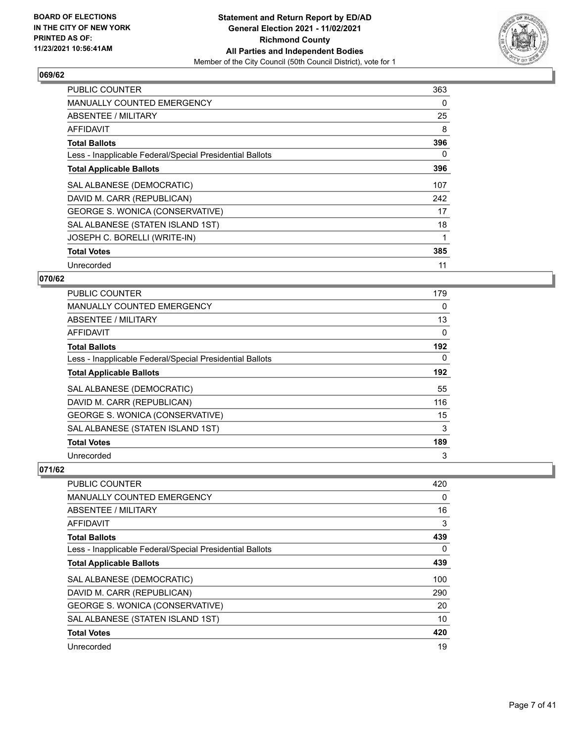**BOARD OF ELECTIONS IN THE CITY OF NEW YORK PRINTED AS OF: 11/23/2021 10:56:41AM**

**Statement and Return Report by ED/AD General Election 2021 - 11/02/2021 Richmond County All Parties and Independent Bodies**

Member of the City Council (50th Council District), vote for 1

## 069/62

| | |
|---|---|
| PUBLIC COUNTER | 363 |
| MANUALLY COUNTED EMERGENCY | 0 |
| ABSENTEE / MILITARY | 25 |
| AFFIDAVIT | 8 |
| **Total Ballots** | **396** |
| Less - Inapplicable Federal/Special Presidential Ballots | 0 |
| **Total Applicable Ballots** | **396** |
| SAL ALBANESE (DEMOCRATIC) | 107 |
| DAVID M. CARR (REPUBLICAN) | 242 |
| GEORGE S. WONICA (CONSERVATIVE) | 17 |
| SAL ALBANESE (STATEN ISLAND 1ST) | 18 |
| JOSEPH C. BORELLI (WRITE-IN) | 1 |
| **Total Votes** | **385** |
| Unrecorded | 11 |

## 070/62

| | |
|---|---|
| PUBLIC COUNTER | 179 |
| MANUALLY COUNTED EMERGENCY | 0 |
| ABSENTEE / MILITARY | 13 |
| AFFIDAVIT | 0 |
| **Total Ballots** | **192** |
| Less - Inapplicable Federal/Special Presidential Ballots | 0 |
| **Total Applicable Ballots** | **192** |
| SAL ALBANESE (DEMOCRATIC) | 55 |
| DAVID M. CARR (REPUBLICAN) | 116 |
| GEORGE S. WONICA (CONSERVATIVE) | 15 |
| SAL ALBANESE (STATEN ISLAND 1ST) | 3 |
| **Total Votes** | **189** |
| Unrecorded | 3 |

## 071/62

| | |
|---|---|
| PUBLIC COUNTER | 420 |
| MANUALLY COUNTED EMERGENCY | 0 |
| ABSENTEE / MILITARY | 16 |
| AFFIDAVIT | 3 |
| **Total Ballots** | **439** |
| Less - Inapplicable Federal/Special Presidential Ballots | 0 |
| **Total Applicable Ballots** | **439** |
| SAL ALBANESE (DEMOCRATIC) | 100 |
| DAVID M. CARR (REPUBLICAN) | 290 |
| GEORGE S. WONICA (CONSERVATIVE) | 20 |
| SAL ALBANESE (STATEN ISLAND 1ST) | 10 |
| **Total Votes** | **420** |
| Unrecorded | 19 |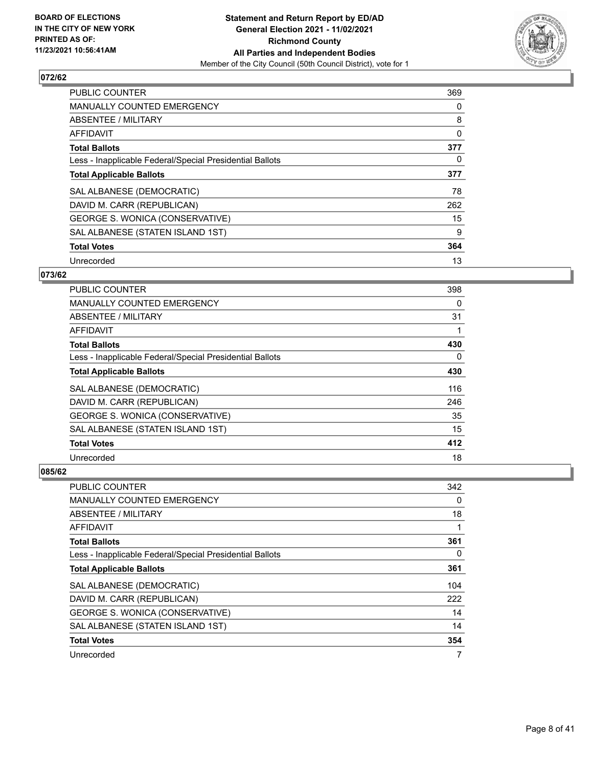## 072/62

| | |
|---|---|
| PUBLIC COUNTER | 369 |
| MANUALLY COUNTED EMERGENCY | 0 |
| ABSENTEE / MILITARY | 8 |
| AFFIDAVIT | 0 |
| **Total Ballots** | **377** |
| Less - Inapplicable Federal/Special Presidential Ballots | 0 |
| **Total Applicable Ballots** | **377** |
| SAL ALBANESE (DEMOCRATIC) | 78 |
| DAVID M. CARR (REPUBLICAN) | 262 |
| GEORGE S. WONICA (CONSERVATIVE) | 15 |
| SAL ALBANESE (STATEN ISLAND 1ST) | 9 |
| **Total Votes** | **364** |
| Unrecorded | 13 |

## 073/62

| | |
|---|---|
| PUBLIC COUNTER | 398 |
| MANUALLY COUNTED EMERGENCY | 0 |
| ABSENTEE / MILITARY | 31 |
| AFFIDAVIT | 1 |
| **Total Ballots** | **430** |
| Less - Inapplicable Federal/Special Presidential Ballots | 0 |
| **Total Applicable Ballots** | **430** |
| SAL ALBANESE (DEMOCRATIC) | 116 |
| DAVID M. CARR (REPUBLICAN) | 246 |
| GEORGE S. WONICA (CONSERVATIVE) | 35 |
| SAL ALBANESE (STATEN ISLAND 1ST) | 15 |
| **Total Votes** | **412** |
| Unrecorded | 18 |

## 085/62

| | |
|---|---|
| PUBLIC COUNTER | 342 |
| MANUALLY COUNTED EMERGENCY | 0 |
| ABSENTEE / MILITARY | 18 |
| AFFIDAVIT | 1 |
| **Total Ballots** | **361** |
| Less - Inapplicable Federal/Special Presidential Ballots | 0 |
| **Total Applicable Ballots** | **361** |
| SAL ALBANESE (DEMOCRATIC) | 104 |
| DAVID M. CARR (REPUBLICAN) | 222 |
| GEORGE S. WONICA (CONSERVATIVE) | 14 |
| SAL ALBANESE (STATEN ISLAND 1ST) | 14 |
| **Total Votes** | **354** |
| Unrecorded | 7 |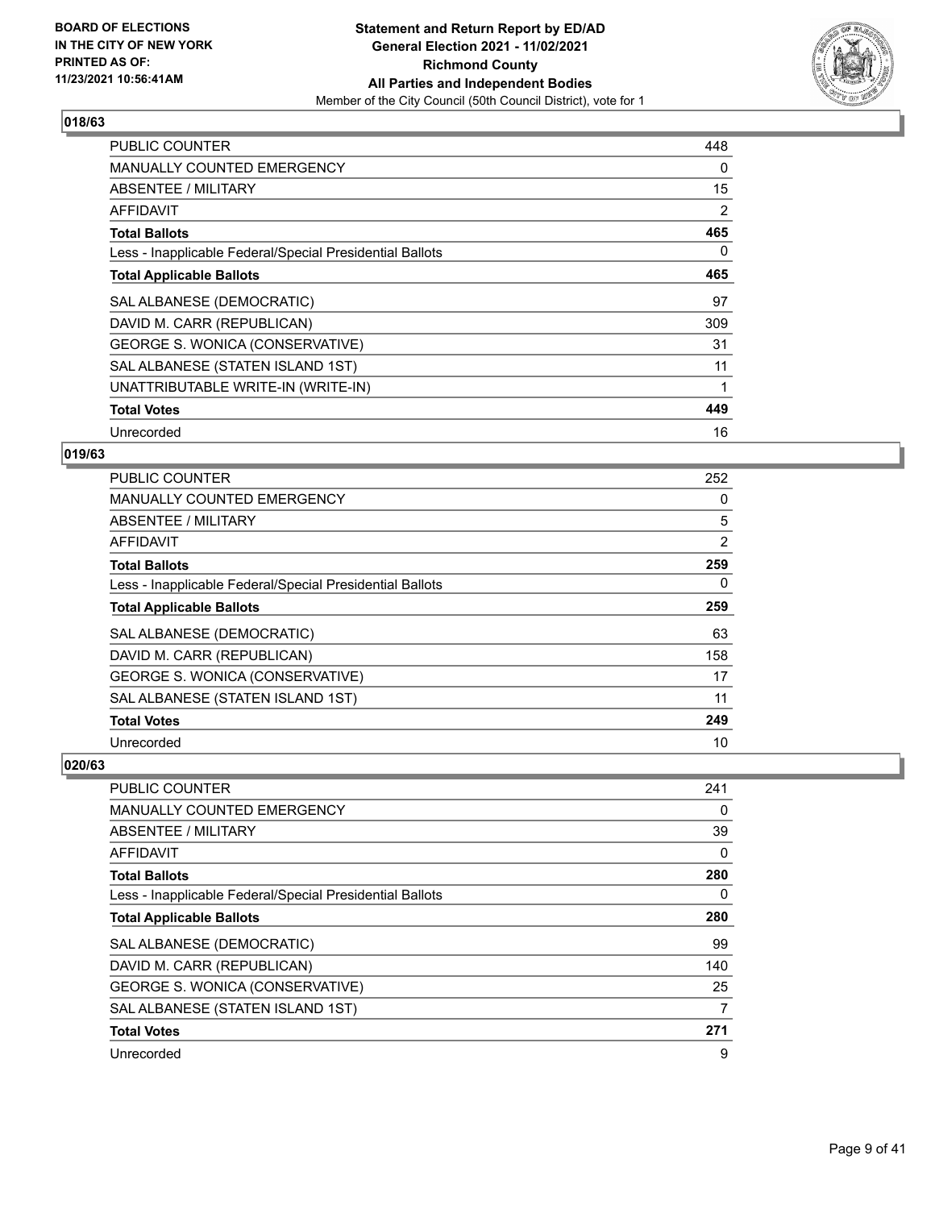**BOARD OF ELECTIONS IN THE CITY OF NEW YORK PRINTED AS OF: 11/23/2021 10:56:41AM**

**Statement and Return Report by ED/AD General Election 2021 - 11/02/2021 Richmond County All Parties and Independent Bodies**
Member of the City Council (50th Council District), vote for 1

### 018/63

| | |
|---|---|
| PUBLIC COUNTER | 448 |
| MANUALLY COUNTED EMERGENCY | 0 |
| ABSENTEE / MILITARY | 15 |
| AFFIDAVIT | 2 |
| **Total Ballots** | **465** |
| Less - Inapplicable Federal/Special Presidential Ballots | 0 |
| **Total Applicable Ballots** | **465** |
| SAL ALBANESE (DEMOCRATIC) | 97 |
| DAVID M. CARR (REPUBLICAN) | 309 |
| GEORGE S. WONICA (CONSERVATIVE) | 31 |
| SAL ALBANESE (STATEN ISLAND 1ST) | 11 |
| UNATTRIBUTABLE WRITE-IN (WRITE-IN) | 1 |
| **Total Votes** | **449** |
| Unrecorded | 16 |

### 019/63

| | |
|---|---|
| PUBLIC COUNTER | 252 |
| MANUALLY COUNTED EMERGENCY | 0 |
| ABSENTEE / MILITARY | 5 |
| AFFIDAVIT | 2 |
| **Total Ballots** | **259** |
| Less - Inapplicable Federal/Special Presidential Ballots | 0 |
| **Total Applicable Ballots** | **259** |
| SAL ALBANESE (DEMOCRATIC) | 63 |
| DAVID M. CARR (REPUBLICAN) | 158 |
| GEORGE S. WONICA (CONSERVATIVE) | 17 |
| SAL ALBANESE (STATEN ISLAND 1ST) | 11 |
| **Total Votes** | **249** |
| Unrecorded | 10 |

### 020/63

| | |
|---|---|
| PUBLIC COUNTER | 241 |
| MANUALLY COUNTED EMERGENCY | 0 |
| ABSENTEE / MILITARY | 39 |
| AFFIDAVIT | 0 |
| **Total Ballots** | **280** |
| Less - Inapplicable Federal/Special Presidential Ballots | 0 |
| **Total Applicable Ballots** | **280** |
| SAL ALBANESE (DEMOCRATIC) | 99 |
| DAVID M. CARR (REPUBLICAN) | 140 |
| GEORGE S. WONICA (CONSERVATIVE) | 25 |
| SAL ALBANESE (STATEN ISLAND 1ST) | 7 |
| **Total Votes** | **271** |
| Unrecorded | 9 |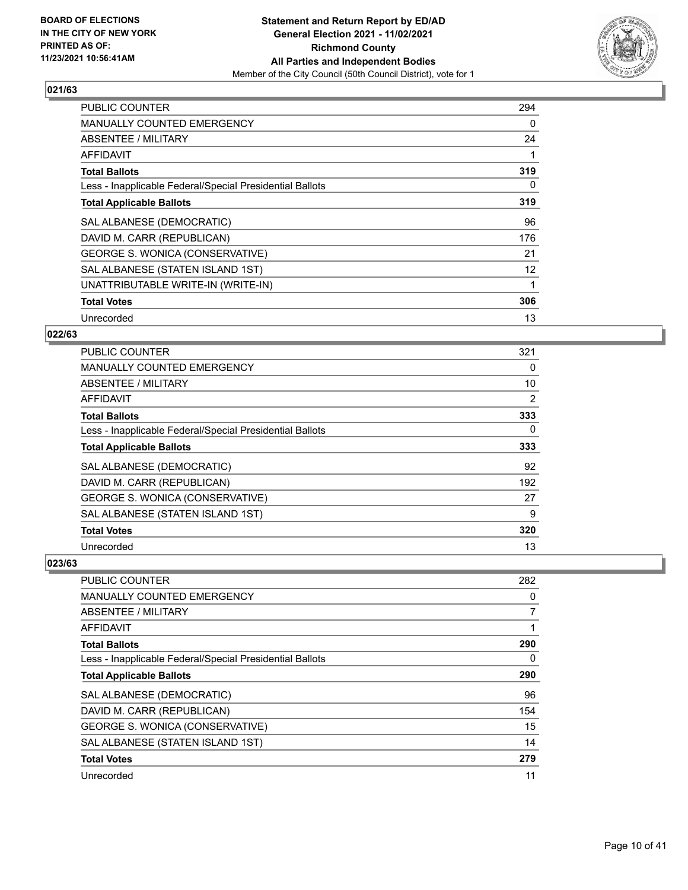## 021/63

| | |
|---|---|
| PUBLIC COUNTER | 294 |
| MANUALLY COUNTED EMERGENCY | 0 |
| ABSENTEE / MILITARY | 24 |
| AFFIDAVIT | 1 |
| **Total Ballots** | **319** |
| Less - Inapplicable Federal/Special Presidential Ballots | 0 |
| **Total Applicable Ballots** | **319** |
| SAL ALBANESE (DEMOCRATIC) | 96 |
| DAVID M. CARR (REPUBLICAN) | 176 |
| GEORGE S. WONICA (CONSERVATIVE) | 21 |
| SAL ALBANESE (STATEN ISLAND 1ST) | 12 |
| UNATTRIBUTABLE WRITE-IN (WRITE-IN) | 1 |
| **Total Votes** | **306** |
| Unrecorded | 13 |

## 022/63

| | |
|---|---|
| PUBLIC COUNTER | 321 |
| MANUALLY COUNTED EMERGENCY | 0 |
| ABSENTEE / MILITARY | 10 |
| AFFIDAVIT | 2 |
| **Total Ballots** | **333** |
| Less - Inapplicable Federal/Special Presidential Ballots | 0 |
| **Total Applicable Ballots** | **333** |
| SAL ALBANESE (DEMOCRATIC) | 92 |
| DAVID M. CARR (REPUBLICAN) | 192 |
| GEORGE S. WONICA (CONSERVATIVE) | 27 |
| SAL ALBANESE (STATEN ISLAND 1ST) | 9 |
| **Total Votes** | **320** |
| Unrecorded | 13 |

## 023/63

| | |
|---|---|
| PUBLIC COUNTER | 282 |
| MANUALLY COUNTED EMERGENCY | 0 |
| ABSENTEE / MILITARY | 7 |
| AFFIDAVIT | 1 |
| **Total Ballots** | **290** |
| Less - Inapplicable Federal/Special Presidential Ballots | 0 |
| **Total Applicable Ballots** | **290** |
| SAL ALBANESE (DEMOCRATIC) | 96 |
| DAVID M. CARR (REPUBLICAN) | 154 |
| GEORGE S. WONICA (CONSERVATIVE) | 15 |
| SAL ALBANESE (STATEN ISLAND 1ST) | 14 |
| **Total Votes** | **279** |
| Unrecorded | 11 |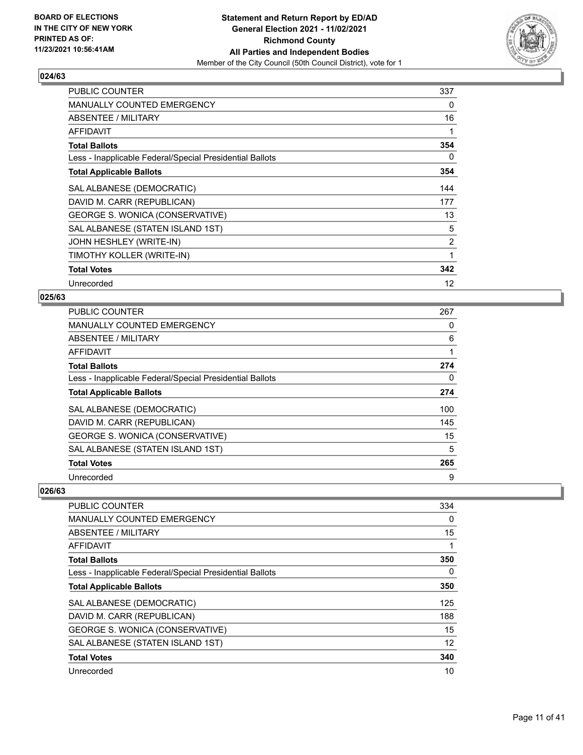**BOARD OF ELECTIONS IN THE CITY OF NEW YORK PRINTED AS OF: 11/23/2021 10:56:41AM**

**Statement and Return Report by ED/AD General Election 2021 - 11/02/2021 Richmond County All Parties and Independent Bodies**

Member of the City Council (50th Council District), vote for 1

### 024/63

| | |
|---|---|
| PUBLIC COUNTER | 337 |
| MANUALLY COUNTED EMERGENCY | 0 |
| ABSENTEE / MILITARY | 16 |
| AFFIDAVIT | 1 |
| **Total Ballots** | **354** |
| Less - Inapplicable Federal/Special Presidential Ballots | 0 |
| **Total Applicable Ballots** | **354** |
| SAL ALBANESE (DEMOCRATIC) | 144 |
| DAVID M. CARR (REPUBLICAN) | 177 |
| GEORGE S. WONICA (CONSERVATIVE) | 13 |
| SAL ALBANESE (STATEN ISLAND 1ST) | 5 |
| JOHN HESHLEY (WRITE-IN) | 2 |
| TIMOTHY KOLLER (WRITE-IN) | 1 |
| **Total Votes** | **342** |
| Unrecorded | 12 |

### 025/63

| | |
|---|---|
| PUBLIC COUNTER | 267 |
| MANUALLY COUNTED EMERGENCY | 0 |
| ABSENTEE / MILITARY | 6 |
| AFFIDAVIT | 1 |
| **Total Ballots** | **274** |
| Less - Inapplicable Federal/Special Presidential Ballots | 0 |
| **Total Applicable Ballots** | **274** |
| SAL ALBANESE (DEMOCRATIC) | 100 |
| DAVID M. CARR (REPUBLICAN) | 145 |
| GEORGE S. WONICA (CONSERVATIVE) | 15 |
| SAL ALBANESE (STATEN ISLAND 1ST) | 5 |
| **Total Votes** | **265** |
| Unrecorded | 9 |

### 026/63

| | |
|---|---|
| PUBLIC COUNTER | 334 |
| MANUALLY COUNTED EMERGENCY | 0 |
| ABSENTEE / MILITARY | 15 |
| AFFIDAVIT | 1 |
| **Total Ballots** | **350** |
| Less - Inapplicable Federal/Special Presidential Ballots | 0 |
| **Total Applicable Ballots** | **350** |
| SAL ALBANESE (DEMOCRATIC) | 125 |
| DAVID M. CARR (REPUBLICAN) | 188 |
| GEORGE S. WONICA (CONSERVATIVE) | 15 |
| SAL ALBANESE (STATEN ISLAND 1ST) | 12 |
| **Total Votes** | **340** |
| Unrecorded | 10 |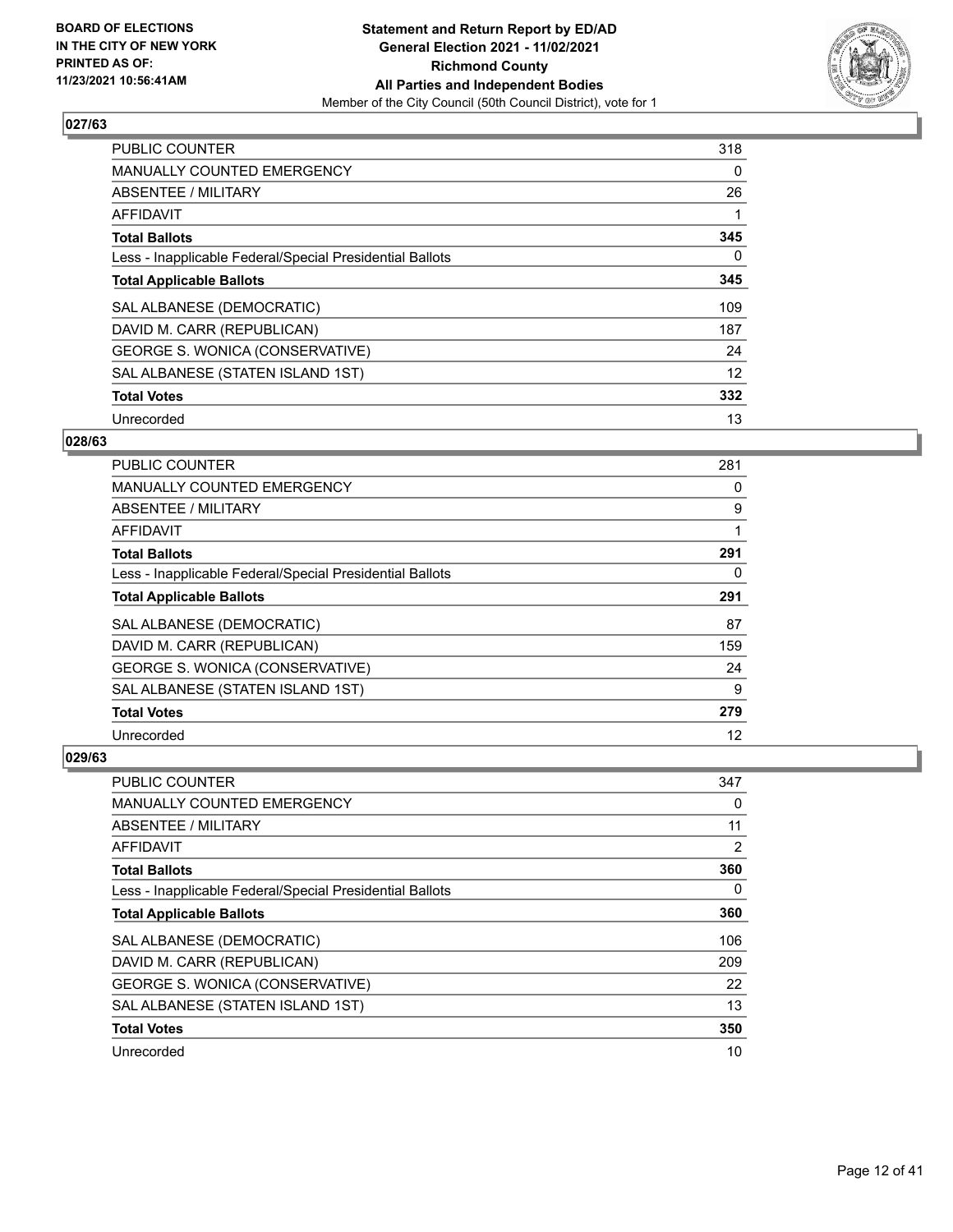**Statement and Return Report by ED/AD**
**General Election 2021 - 11/02/2021**
**Richmond County**
**All Parties and Independent Bodies**
Member of the City Council (50th Council District), vote for 1

BOARD OF ELECTIONS IN THE CITY OF NEW YORK PRINTED AS OF: 11/23/2021 10:56:41AM

## 027/63

| | |
|---|---|
| PUBLIC COUNTER | 318 |
| MANUALLY COUNTED EMERGENCY | 0 |
| ABSENTEE / MILITARY | 26 |
| AFFIDAVIT | 1 |
| **Total Ballots** | **345** |
| Less - Inapplicable Federal/Special Presidential Ballots | 0 |
| **Total Applicable Ballots** | **345** |
| SAL ALBANESE (DEMOCRATIC) | 109 |
| DAVID M. CARR (REPUBLICAN) | 187 |
| GEORGE S. WONICA (CONSERVATIVE) | 24 |
| SAL ALBANESE (STATEN ISLAND 1ST) | 12 |
| **Total Votes** | **332** |
| Unrecorded | 13 |

## 028/63

| | |
|---|---|
| PUBLIC COUNTER | 281 |
| MANUALLY COUNTED EMERGENCY | 0 |
| ABSENTEE / MILITARY | 9 |
| AFFIDAVIT | 1 |
| **Total Ballots** | **291** |
| Less - Inapplicable Federal/Special Presidential Ballots | 0 |
| **Total Applicable Ballots** | **291** |
| SAL ALBANESE (DEMOCRATIC) | 87 |
| DAVID M. CARR (REPUBLICAN) | 159 |
| GEORGE S. WONICA (CONSERVATIVE) | 24 |
| SAL ALBANESE (STATEN ISLAND 1ST) | 9 |
| **Total Votes** | **279** |
| Unrecorded | 12 |

## 029/63

| | |
|---|---|
| PUBLIC COUNTER | 347 |
| MANUALLY COUNTED EMERGENCY | 0 |
| ABSENTEE / MILITARY | 11 |
| AFFIDAVIT | 2 |
| **Total Ballots** | **360** |
| Less - Inapplicable Federal/Special Presidential Ballots | 0 |
| **Total Applicable Ballots** | **360** |
| SAL ALBANESE (DEMOCRATIC) | 106 |
| DAVID M. CARR (REPUBLICAN) | 209 |
| GEORGE S. WONICA (CONSERVATIVE) | 22 |
| SAL ALBANESE (STATEN ISLAND 1ST) | 13 |
| **Total Votes** | **350** |
| Unrecorded | 10 |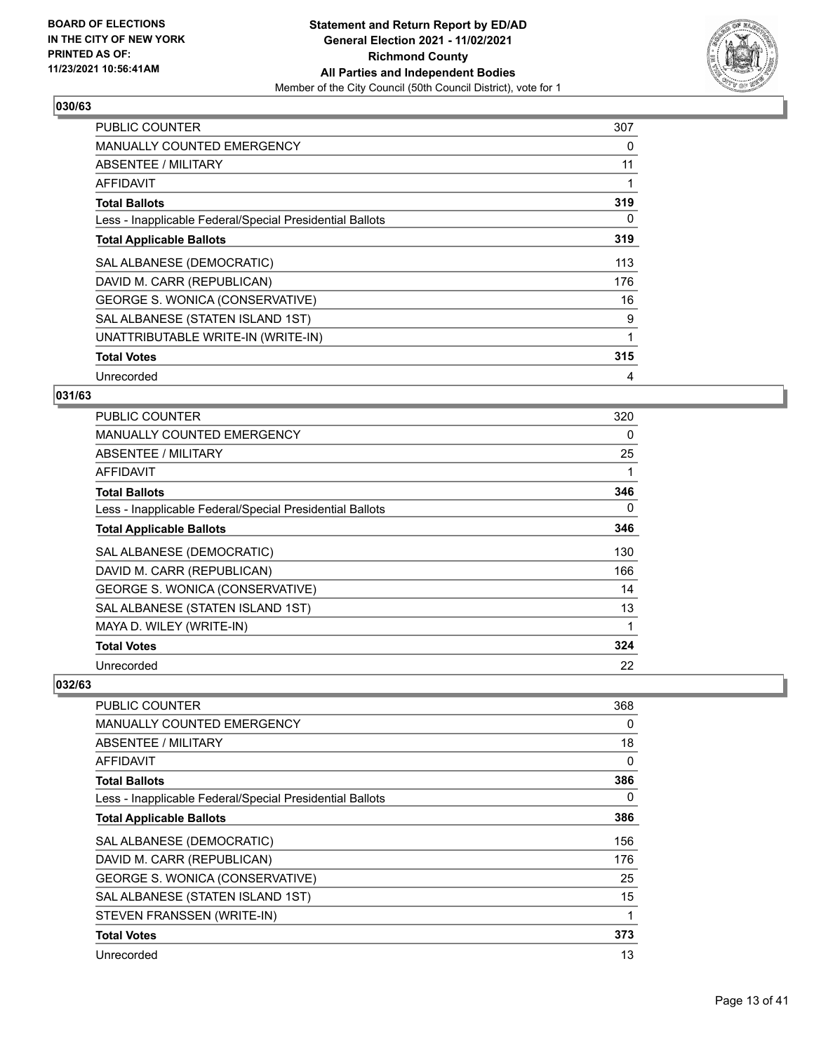BOARD OF ELECTIONS
IN THE CITY OF NEW YORK
PRINTED AS OF:
11/23/2021 10:56:41AM

**Statement and Return Report by ED/AD**
**General Election 2021 - 11/02/2021**
**Richmond County**
**All Parties and Independent Bodies**
Member of the City Council (50th Council District), vote for 1

## 030/63

| | |
|---|---|
| PUBLIC COUNTER | 307 |
| MANUALLY COUNTED EMERGENCY | 0 |
| ABSENTEE / MILITARY | 11 |
| AFFIDAVIT | 1 |
| **Total Ballots** | **319** |
| Less - Inapplicable Federal/Special Presidential Ballots | 0 |
| **Total Applicable Ballots** | **319** |
| SAL ALBANESE (DEMOCRATIC) | 113 |
| DAVID M. CARR (REPUBLICAN) | 176 |
| GEORGE S. WONICA (CONSERVATIVE) | 16 |
| SAL ALBANESE (STATEN ISLAND 1ST) | 9 |
| UNATTRIBUTABLE WRITE-IN (WRITE-IN) | 1 |
| **Total Votes** | **315** |
| Unrecorded | 4 |

## 031/63

| | |
|---|---|
| PUBLIC COUNTER | 320 |
| MANUALLY COUNTED EMERGENCY | 0 |
| ABSENTEE / MILITARY | 25 |
| AFFIDAVIT | 1 |
| **Total Ballots** | **346** |
| Less - Inapplicable Federal/Special Presidential Ballots | 0 |
| **Total Applicable Ballots** | **346** |
| SAL ALBANESE (DEMOCRATIC) | 130 |
| DAVID M. CARR (REPUBLICAN) | 166 |
| GEORGE S. WONICA (CONSERVATIVE) | 14 |
| SAL ALBANESE (STATEN ISLAND 1ST) | 13 |
| MAYA D. WILEY (WRITE-IN) | 1 |
| **Total Votes** | **324** |
| Unrecorded | 22 |

## 032/63

| | |
|---|---|
| PUBLIC COUNTER | 368 |
| MANUALLY COUNTED EMERGENCY | 0 |
| ABSENTEE / MILITARY | 18 |
| AFFIDAVIT | 0 |
| **Total Ballots** | **386** |
| Less - Inapplicable Federal/Special Presidential Ballots | 0 |
| **Total Applicable Ballots** | **386** |
| SAL ALBANESE (DEMOCRATIC) | 156 |
| DAVID M. CARR (REPUBLICAN) | 176 |
| GEORGE S. WONICA (CONSERVATIVE) | 25 |
| SAL ALBANESE (STATEN ISLAND 1ST) | 15 |
| STEVEN FRANSSEN (WRITE-IN) | 1 |
| **Total Votes** | **373** |
| Unrecorded | 13 |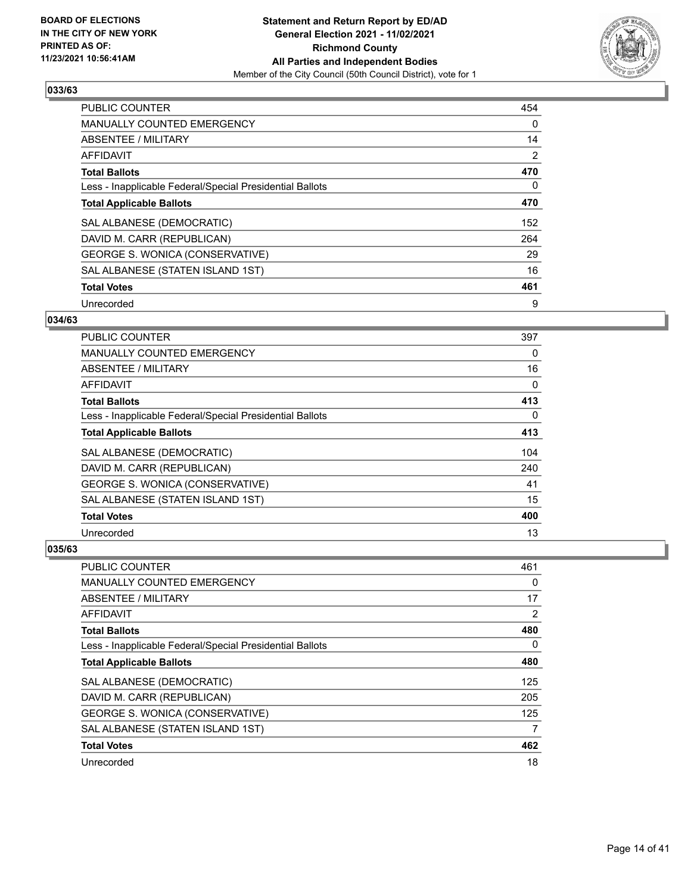**BOARD OF ELECTIONS IN THE CITY OF NEW YORK PRINTED AS OF: 11/23/2021 10:56:41AM**

**Statement and Return Report by ED/AD General Election 2021 - 11/02/2021 Richmond County All Parties and Independent Bodies**

Member of the City Council (50th Council District), vote for 1

### 033/63

| | |
|---|---|
| PUBLIC COUNTER | 454 |
| MANUALLY COUNTED EMERGENCY | 0 |
| ABSENTEE / MILITARY | 14 |
| AFFIDAVIT | 2 |
| **Total Ballots** | **470** |
| Less - Inapplicable Federal/Special Presidential Ballots | 0 |
| **Total Applicable Ballots** | **470** |
| SAL ALBANESE (DEMOCRATIC) | 152 |
| DAVID M. CARR (REPUBLICAN) | 264 |
| GEORGE S. WONICA (CONSERVATIVE) | 29 |
| SAL ALBANESE (STATEN ISLAND 1ST) | 16 |
| **Total Votes** | **461** |
| Unrecorded | 9 |

### 034/63

| | |
|---|---|
| PUBLIC COUNTER | 397 |
| MANUALLY COUNTED EMERGENCY | 0 |
| ABSENTEE / MILITARY | 16 |
| AFFIDAVIT | 0 |
| **Total Ballots** | **413** |
| Less - Inapplicable Federal/Special Presidential Ballots | 0 |
| **Total Applicable Ballots** | **413** |
| SAL ALBANESE (DEMOCRATIC) | 104 |
| DAVID M. CARR (REPUBLICAN) | 240 |
| GEORGE S. WONICA (CONSERVATIVE) | 41 |
| SAL ALBANESE (STATEN ISLAND 1ST) | 15 |
| **Total Votes** | **400** |
| Unrecorded | 13 |

### 035/63

| | |
|---|---|
| PUBLIC COUNTER | 461 |
| MANUALLY COUNTED EMERGENCY | 0 |
| ABSENTEE / MILITARY | 17 |
| AFFIDAVIT | 2 |
| **Total Ballots** | **480** |
| Less - Inapplicable Federal/Special Presidential Ballots | 0 |
| **Total Applicable Ballots** | **480** |
| SAL ALBANESE (DEMOCRATIC) | 125 |
| DAVID M. CARR (REPUBLICAN) | 205 |
| GEORGE S. WONICA (CONSERVATIVE) | 125 |
| SAL ALBANESE (STATEN ISLAND 1ST) | 7 |
| **Total Votes** | **462** |
| Unrecorded | 18 |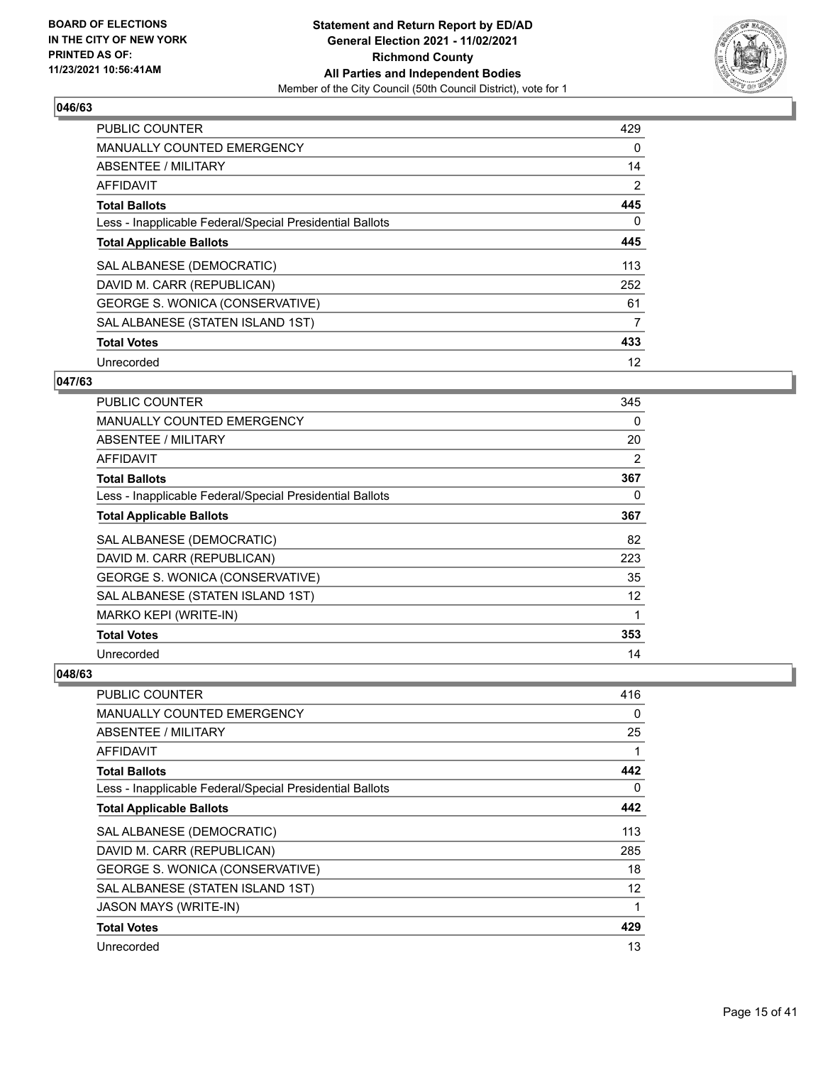BOARD OF ELECTIONS
IN THE CITY OF NEW YORK
PRINTED AS OF:
11/23/2021 10:56:41AM

**Statement and Return Report by ED/AD**
**General Election 2021 - 11/02/2021**
**Richmond County**
**All Parties and Independent Bodies**
Member of the City Council (50th Council District), vote for 1

### 046/63

| | |
|---|---|
| PUBLIC COUNTER | 429 |
| MANUALLY COUNTED EMERGENCY | 0 |
| ABSENTEE / MILITARY | 14 |
| AFFIDAVIT | 2 |
| **Total Ballots** | **445** |
| Less - Inapplicable Federal/Special Presidential Ballots | 0 |
| **Total Applicable Ballots** | **445** |
| SAL ALBANESE (DEMOCRATIC) | 113 |
| DAVID M. CARR (REPUBLICAN) | 252 |
| GEORGE S. WONICA (CONSERVATIVE) | 61 |
| SAL ALBANESE (STATEN ISLAND 1ST) | 7 |
| **Total Votes** | **433** |
| Unrecorded | 12 |

### 047/63

| | |
|---|---|
| PUBLIC COUNTER | 345 |
| MANUALLY COUNTED EMERGENCY | 0 |
| ABSENTEE / MILITARY | 20 |
| AFFIDAVIT | 2 |
| **Total Ballots** | **367** |
| Less - Inapplicable Federal/Special Presidential Ballots | 0 |
| **Total Applicable Ballots** | **367** |
| SAL ALBANESE (DEMOCRATIC) | 82 |
| DAVID M. CARR (REPUBLICAN) | 223 |
| GEORGE S. WONICA (CONSERVATIVE) | 35 |
| SAL ALBANESE (STATEN ISLAND 1ST) | 12 |
| MARKO KEPI (WRITE-IN) | 1 |
| **Total Votes** | **353** |
| Unrecorded | 14 |

### 048/63

| | |
|---|---|
| PUBLIC COUNTER | 416 |
| MANUALLY COUNTED EMERGENCY | 0 |
| ABSENTEE / MILITARY | 25 |
| AFFIDAVIT | 1 |
| **Total Ballots** | **442** |
| Less - Inapplicable Federal/Special Presidential Ballots | 0 |
| **Total Applicable Ballots** | **442** |
| SAL ALBANESE (DEMOCRATIC) | 113 |
| DAVID M. CARR (REPUBLICAN) | 285 |
| GEORGE S. WONICA (CONSERVATIVE) | 18 |
| SAL ALBANESE (STATEN ISLAND 1ST) | 12 |
| JASON MAYS (WRITE-IN) | 1 |
| **Total Votes** | **429** |
| Unrecorded | 13 |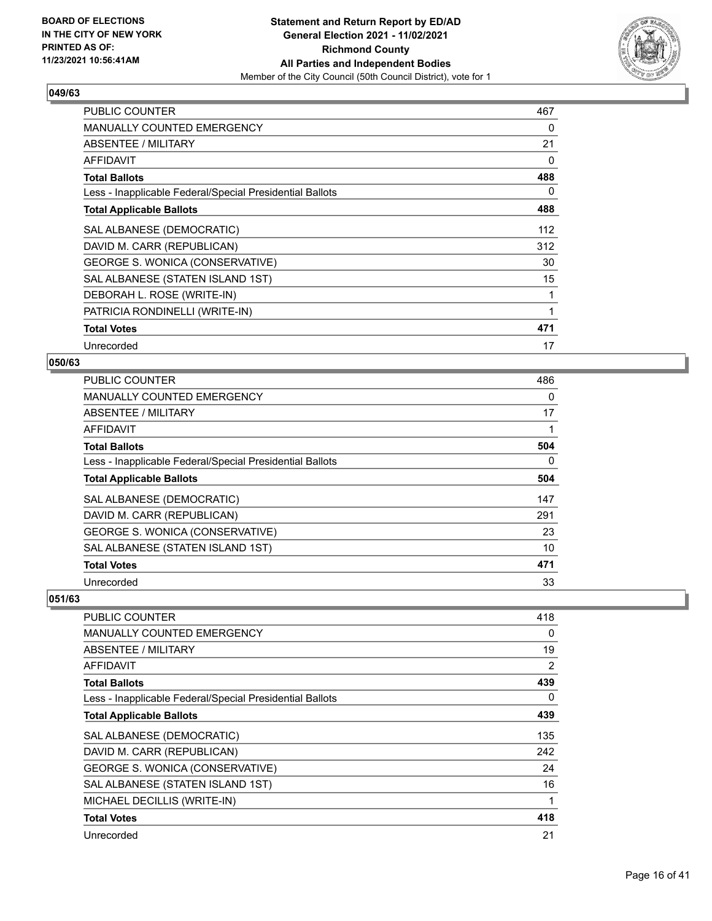**BOARD OF ELECTIONS IN THE CITY OF NEW YORK PRINTED AS OF: 11/23/2021 10:56:41AM**

**Statement and Return Report by ED/AD General Election 2021 - 11/02/2021 Richmond County All Parties and Independent Bodies**

Member of the City Council (50th Council District), vote for 1

### 049/63

| | |
|---|---|
| PUBLIC COUNTER | 467 |
| MANUALLY COUNTED EMERGENCY | 0 |
| ABSENTEE / MILITARY | 21 |
| AFFIDAVIT | 0 |
| **Total Ballots** | **488** |
| Less - Inapplicable Federal/Special Presidential Ballots | 0 |
| **Total Applicable Ballots** | **488** |
| SAL ALBANESE (DEMOCRATIC) | 112 |
| DAVID M. CARR (REPUBLICAN) | 312 |
| GEORGE S. WONICA (CONSERVATIVE) | 30 |
| SAL ALBANESE (STATEN ISLAND 1ST) | 15 |
| DEBORAH L. ROSE (WRITE-IN) | 1 |
| PATRICIA RONDINELLI (WRITE-IN) | 1 |
| **Total Votes** | **471** |
| Unrecorded | 17 |

### 050/63

| | |
|---|---|
| PUBLIC COUNTER | 486 |
| MANUALLY COUNTED EMERGENCY | 0 |
| ABSENTEE / MILITARY | 17 |
| AFFIDAVIT | 1 |
| **Total Ballots** | **504** |
| Less - Inapplicable Federal/Special Presidential Ballots | 0 |
| **Total Applicable Ballots** | **504** |
| SAL ALBANESE (DEMOCRATIC) | 147 |
| DAVID M. CARR (REPUBLICAN) | 291 |
| GEORGE S. WONICA (CONSERVATIVE) | 23 |
| SAL ALBANESE (STATEN ISLAND 1ST) | 10 |
| **Total Votes** | **471** |
| Unrecorded | 33 |

### 051/63

| | |
|---|---|
| PUBLIC COUNTER | 418 |
| MANUALLY COUNTED EMERGENCY | 0 |
| ABSENTEE / MILITARY | 19 |
| AFFIDAVIT | 2 |
| **Total Ballots** | **439** |
| Less - Inapplicable Federal/Special Presidential Ballots | 0 |
| **Total Applicable Ballots** | **439** |
| SAL ALBANESE (DEMOCRATIC) | 135 |
| DAVID M. CARR (REPUBLICAN) | 242 |
| GEORGE S. WONICA (CONSERVATIVE) | 24 |
| SAL ALBANESE (STATEN ISLAND 1ST) | 16 |
| MICHAEL DECILLIS (WRITE-IN) | 1 |
| **Total Votes** | **418** |
| Unrecorded | 21 |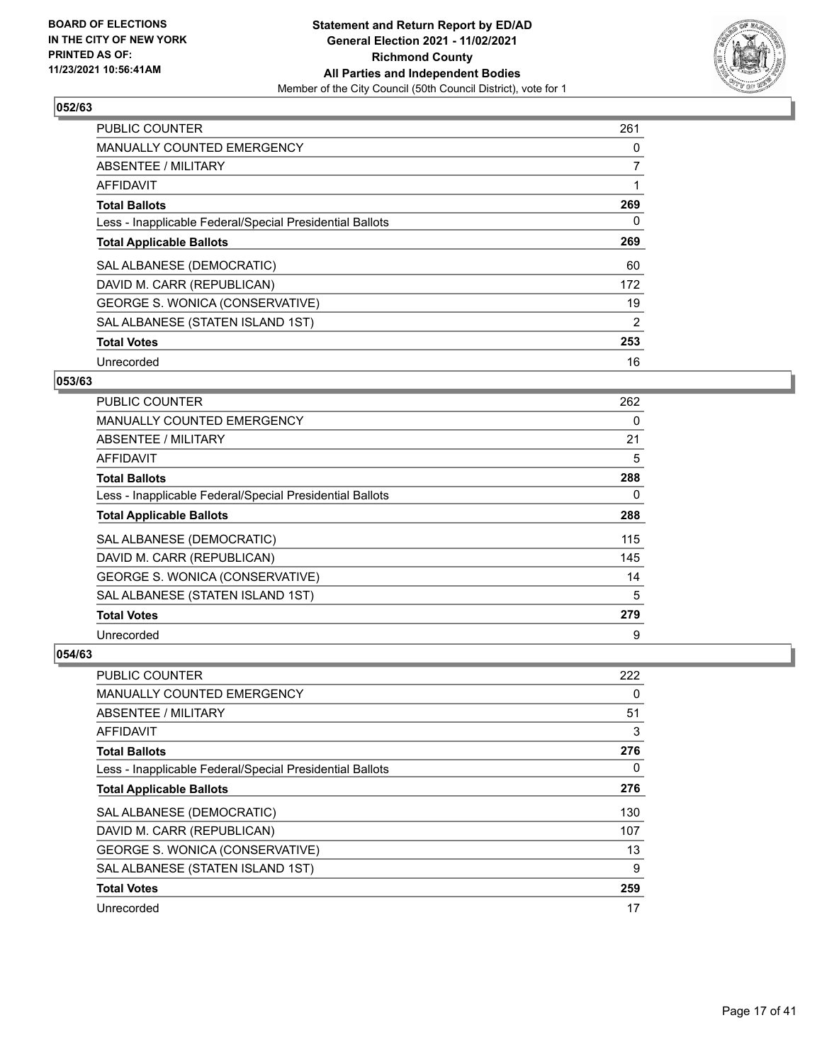BOARD OF ELECTIONS
IN THE CITY OF NEW YORK
PRINTED AS OF:
11/23/2021 10:56:41AM

**Statement and Return Report by ED/AD**
**General Election 2021 - 11/02/2021**
**Richmond County**
**All Parties and Independent Bodies**
Member of the City Council (50th Council District), vote for 1

### 052/63

| | |
|---|---|
| PUBLIC COUNTER | 261 |
| MANUALLY COUNTED EMERGENCY | 0 |
| ABSENTEE / MILITARY | 7 |
| AFFIDAVIT | 1 |
| **Total Ballots** | **269** |
| Less - Inapplicable Federal/Special Presidential Ballots | 0 |
| **Total Applicable Ballots** | **269** |
| SAL ALBANESE (DEMOCRATIC) | 60 |
| DAVID M. CARR (REPUBLICAN) | 172 |
| GEORGE S. WONICA (CONSERVATIVE) | 19 |
| SAL ALBANESE (STATEN ISLAND 1ST) | 2 |
| **Total Votes** | **253** |
| Unrecorded | 16 |

### 053/63

| | |
|---|---|
| PUBLIC COUNTER | 262 |
| MANUALLY COUNTED EMERGENCY | 0 |
| ABSENTEE / MILITARY | 21 |
| AFFIDAVIT | 5 |
| **Total Ballots** | **288** |
| Less - Inapplicable Federal/Special Presidential Ballots | 0 |
| **Total Applicable Ballots** | **288** |
| SAL ALBANESE (DEMOCRATIC) | 115 |
| DAVID M. CARR (REPUBLICAN) | 145 |
| GEORGE S. WONICA (CONSERVATIVE) | 14 |
| SAL ALBANESE (STATEN ISLAND 1ST) | 5 |
| **Total Votes** | **279** |
| Unrecorded | 9 |

### 054/63

| | |
|---|---|
| PUBLIC COUNTER | 222 |
| MANUALLY COUNTED EMERGENCY | 0 |
| ABSENTEE / MILITARY | 51 |
| AFFIDAVIT | 3 |
| **Total Ballots** | **276** |
| Less - Inapplicable Federal/Special Presidential Ballots | 0 |
| **Total Applicable Ballots** | **276** |
| SAL ALBANESE (DEMOCRATIC) | 130 |
| DAVID M. CARR (REPUBLICAN) | 107 |
| GEORGE S. WONICA (CONSERVATIVE) | 13 |
| SAL ALBANESE (STATEN ISLAND 1ST) | 9 |
| **Total Votes** | **259** |
| Unrecorded | 17 |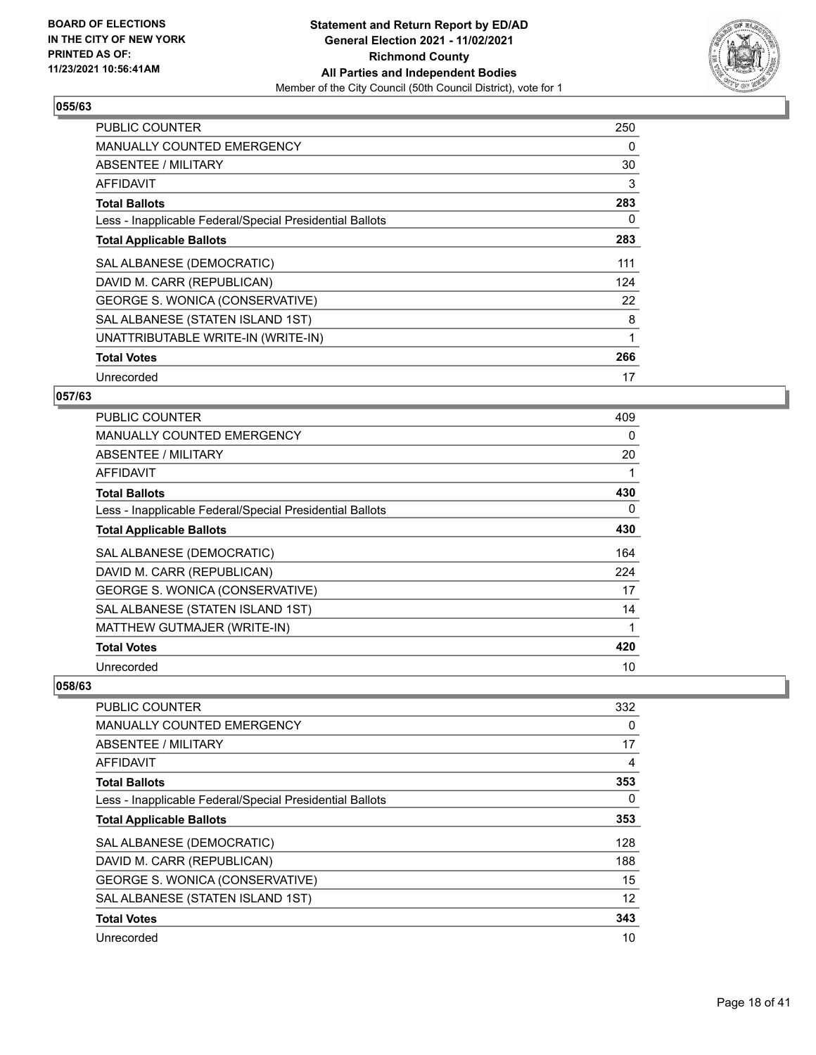**BOARD OF ELECTIONS IN THE CITY OF NEW YORK PRINTED AS OF: 11/23/2021 10:56:41AM**

**Statement and Return Report by ED/AD General Election 2021 - 11/02/2021 Richmond County All Parties and Independent Bodies**

Member of the City Council (50th Council District), vote for 1

### 055/63

| | |
|---|---|
| PUBLIC COUNTER | 250 |
| MANUALLY COUNTED EMERGENCY | 0 |
| ABSENTEE / MILITARY | 30 |
| AFFIDAVIT | 3 |
| **Total Ballots** | **283** |
| Less - Inapplicable Federal/Special Presidential Ballots | 0 |
| **Total Applicable Ballots** | **283** |
| SAL ALBANESE (DEMOCRATIC) | 111 |
| DAVID M. CARR (REPUBLICAN) | 124 |
| GEORGE S. WONICA (CONSERVATIVE) | 22 |
| SAL ALBANESE (STATEN ISLAND 1ST) | 8 |
| UNATTRIBUTABLE WRITE-IN (WRITE-IN) | 1 |
| **Total Votes** | **266** |
| Unrecorded | 17 |

### 057/63

| | |
|---|---|
| PUBLIC COUNTER | 409 |
| MANUALLY COUNTED EMERGENCY | 0 |
| ABSENTEE / MILITARY | 20 |
| AFFIDAVIT | 1 |
| **Total Ballots** | **430** |
| Less - Inapplicable Federal/Special Presidential Ballots | 0 |
| **Total Applicable Ballots** | **430** |
| SAL ALBANESE (DEMOCRATIC) | 164 |
| DAVID M. CARR (REPUBLICAN) | 224 |
| GEORGE S. WONICA (CONSERVATIVE) | 17 |
| SAL ALBANESE (STATEN ISLAND 1ST) | 14 |
| MATTHEW GUTMAJER (WRITE-IN) | 1 |
| **Total Votes** | **420** |
| Unrecorded | 10 |

### 058/63

| | |
|---|---|
| PUBLIC COUNTER | 332 |
| MANUALLY COUNTED EMERGENCY | 0 |
| ABSENTEE / MILITARY | 17 |
| AFFIDAVIT | 4 |
| **Total Ballots** | **353** |
| Less - Inapplicable Federal/Special Presidential Ballots | 0 |
| **Total Applicable Ballots** | **353** |
| SAL ALBANESE (DEMOCRATIC) | 128 |
| DAVID M. CARR (REPUBLICAN) | 188 |
| GEORGE S. WONICA (CONSERVATIVE) | 15 |
| SAL ALBANESE (STATEN ISLAND 1ST) | 12 |
| **Total Votes** | **343** |
| Unrecorded | 10 |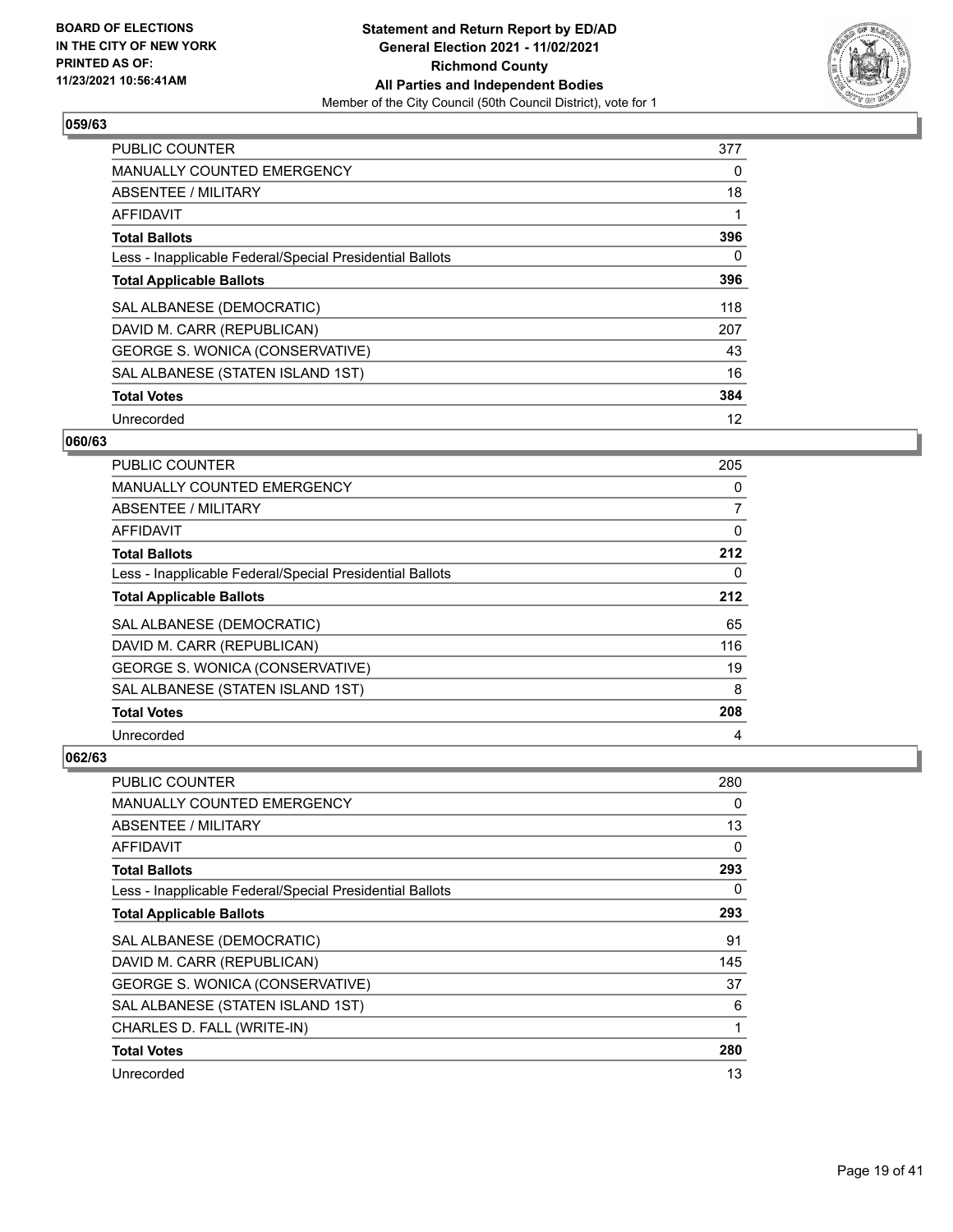**BOARD OF ELECTIONS IN THE CITY OF NEW YORK PRINTED AS OF: 11/23/2021 10:56:41AM**

**Statement and Return Report by ED/AD General Election 2021 - 11/02/2021 Richmond County All Parties and Independent Bodies**

Member of the City Council (50th Council District), vote for 1

### 059/63

| | |
|---|---|
| PUBLIC COUNTER | 377 |
| MANUALLY COUNTED EMERGENCY | 0 |
| ABSENTEE / MILITARY | 18 |
| AFFIDAVIT | 1 |
| **Total Ballots** | **396** |
| Less - Inapplicable Federal/Special Presidential Ballots | 0 |
| **Total Applicable Ballots** | **396** |
| SAL ALBANESE (DEMOCRATIC) | 118 |
| DAVID M. CARR (REPUBLICAN) | 207 |
| GEORGE S. WONICA (CONSERVATIVE) | 43 |
| SAL ALBANESE (STATEN ISLAND 1ST) | 16 |
| **Total Votes** | **384** |
| Unrecorded | 12 |

### 060/63

| | |
|---|---|
| PUBLIC COUNTER | 205 |
| MANUALLY COUNTED EMERGENCY | 0 |
| ABSENTEE / MILITARY | 7 |
| AFFIDAVIT | 0 |
| **Total Ballots** | **212** |
| Less - Inapplicable Federal/Special Presidential Ballots | 0 |
| **Total Applicable Ballots** | **212** |
| SAL ALBANESE (DEMOCRATIC) | 65 |
| DAVID M. CARR (REPUBLICAN) | 116 |
| GEORGE S. WONICA (CONSERVATIVE) | 19 |
| SAL ALBANESE (STATEN ISLAND 1ST) | 8 |
| **Total Votes** | **208** |
| Unrecorded | 4 |

### 062/63

| | |
|---|---|
| PUBLIC COUNTER | 280 |
| MANUALLY COUNTED EMERGENCY | 0 |
| ABSENTEE / MILITARY | 13 |
| AFFIDAVIT | 0 |
| **Total Ballots** | **293** |
| Less - Inapplicable Federal/Special Presidential Ballots | 0 |
| **Total Applicable Ballots** | **293** |
| SAL ALBANESE (DEMOCRATIC) | 91 |
| DAVID M. CARR (REPUBLICAN) | 145 |
| GEORGE S. WONICA (CONSERVATIVE) | 37 |
| SAL ALBANESE (STATEN ISLAND 1ST) | 6 |
| CHARLES D. FALL (WRITE-IN) | 1 |
| **Total Votes** | **280** |
| Unrecorded | 13 |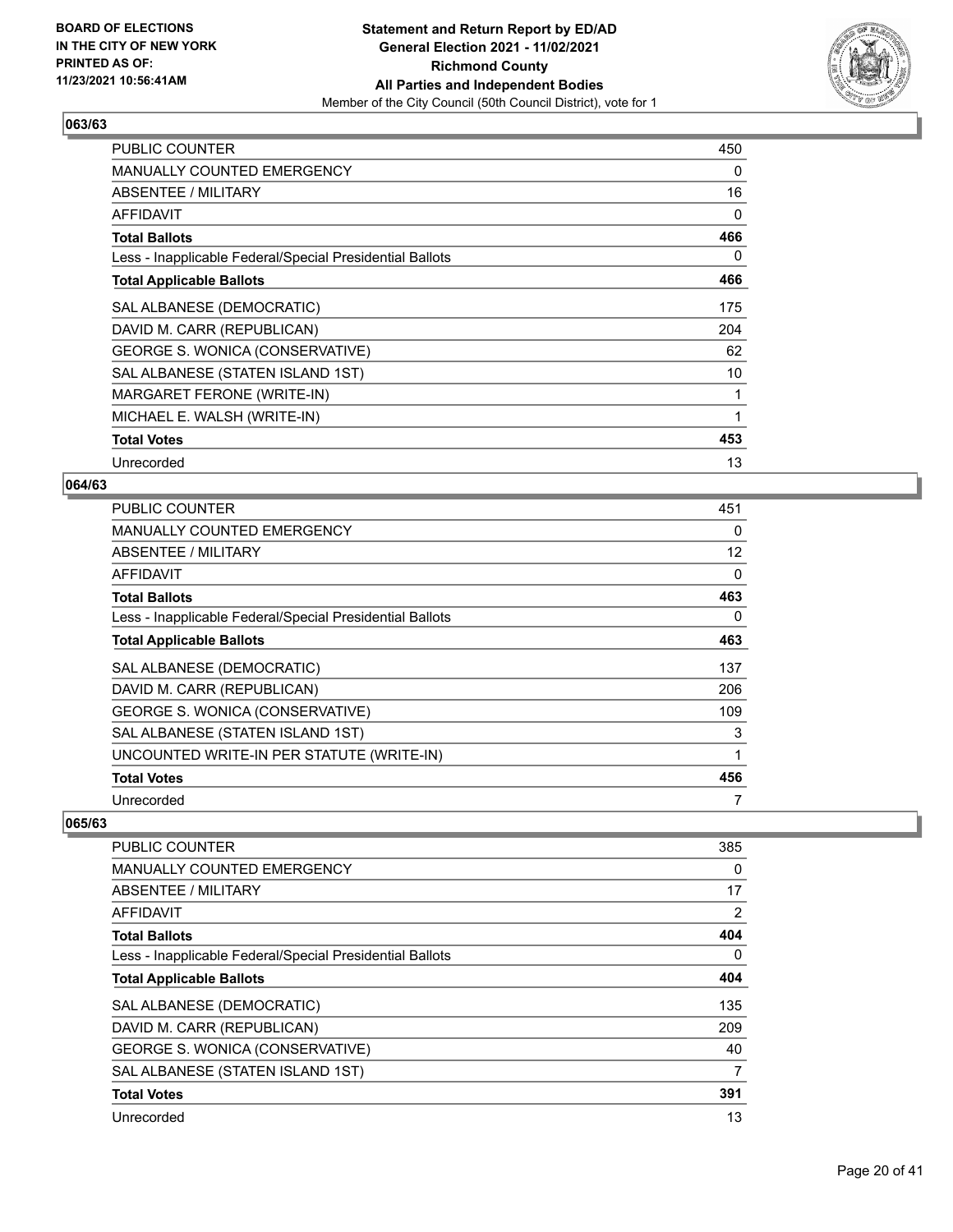**BOARD OF ELECTIONS IN THE CITY OF NEW YORK PRINTED AS OF: 11/23/2021 10:56:41AM**

**Statement and Return Report by ED/AD General Election 2021 - 11/02/2021 Richmond County All Parties and Independent Bodies**
Member of the City Council (50th Council District), vote for 1

## 063/63

| | |
|---|---|
| PUBLIC COUNTER | 450 |
| MANUALLY COUNTED EMERGENCY | 0 |
| ABSENTEE / MILITARY | 16 |
| AFFIDAVIT | 0 |
| **Total Ballots** | **466** |
| Less - Inapplicable Federal/Special Presidential Ballots | 0 |
| **Total Applicable Ballots** | **466** |
| SAL ALBANESE (DEMOCRATIC) | 175 |
| DAVID M. CARR (REPUBLICAN) | 204 |
| GEORGE S. WONICA (CONSERVATIVE) | 62 |
| SAL ALBANESE (STATEN ISLAND 1ST) | 10 |
| MARGARET FERONE (WRITE-IN) | 1 |
| MICHAEL E. WALSH (WRITE-IN) | 1 |
| **Total Votes** | **453** |
| Unrecorded | 13 |

## 064/63

| | |
|---|---|
| PUBLIC COUNTER | 451 |
| MANUALLY COUNTED EMERGENCY | 0 |
| ABSENTEE / MILITARY | 12 |
| AFFIDAVIT | 0 |
| **Total Ballots** | **463** |
| Less - Inapplicable Federal/Special Presidential Ballots | 0 |
| **Total Applicable Ballots** | **463** |
| SAL ALBANESE (DEMOCRATIC) | 137 |
| DAVID M. CARR (REPUBLICAN) | 206 |
| GEORGE S. WONICA (CONSERVATIVE) | 109 |
| SAL ALBANESE (STATEN ISLAND 1ST) | 3 |
| UNCOUNTED WRITE-IN PER STATUTE (WRITE-IN) | 1 |
| **Total Votes** | **456** |
| Unrecorded | 7 |

## 065/63

| | |
|---|---|
| PUBLIC COUNTER | 385 |
| MANUALLY COUNTED EMERGENCY | 0 |
| ABSENTEE / MILITARY | 17 |
| AFFIDAVIT | 2 |
| **Total Ballots** | **404** |
| Less - Inapplicable Federal/Special Presidential Ballots | 0 |
| **Total Applicable Ballots** | **404** |
| SAL ALBANESE (DEMOCRATIC) | 135 |
| DAVID M. CARR (REPUBLICAN) | 209 |
| GEORGE S. WONICA (CONSERVATIVE) | 40 |
| SAL ALBANESE (STATEN ISLAND 1ST) | 7 |
| **Total Votes** | **391** |
| Unrecorded | 13 |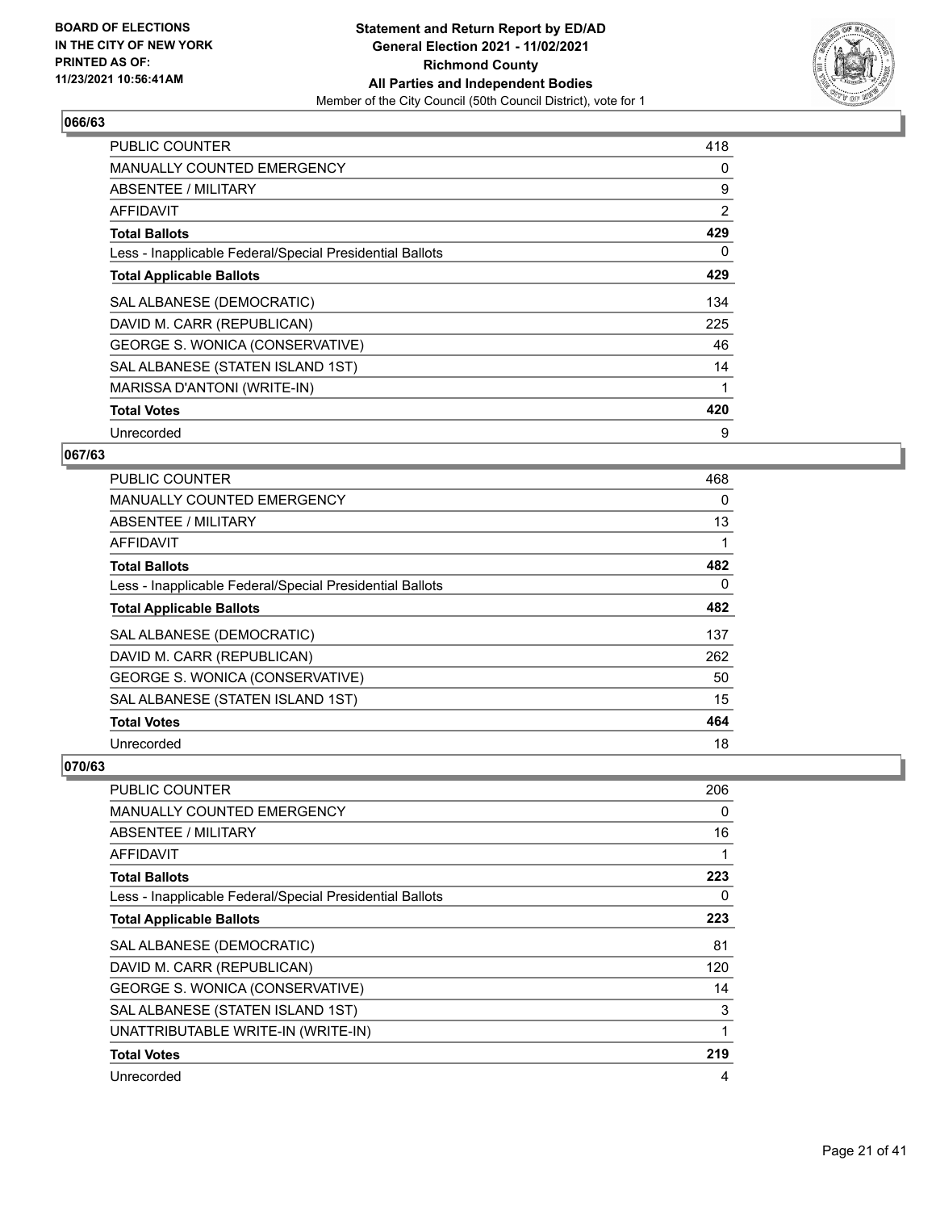**BOARD OF ELECTIONS IN THE CITY OF NEW YORK PRINTED AS OF: 11/23/2021 10:56:41AM**

**Statement and Return Report by ED/AD General Election 2021 - 11/02/2021 Richmond County All Parties and Independent Bodies**

Member of the City Council (50th Council District), vote for 1

## 066/63

| | |
|---|---|
| PUBLIC COUNTER | 418 |
| MANUALLY COUNTED EMERGENCY | 0 |
| ABSENTEE / MILITARY | 9 |
| AFFIDAVIT | 2 |
| **Total Ballots** | **429** |
| Less - Inapplicable Federal/Special Presidential Ballots | 0 |
| **Total Applicable Ballots** | **429** |
| SAL ALBANESE (DEMOCRATIC) | 134 |
| DAVID M. CARR (REPUBLICAN) | 225 |
| GEORGE S. WONICA (CONSERVATIVE) | 46 |
| SAL ALBANESE (STATEN ISLAND 1ST) | 14 |
| MARISSA D'ANTONI (WRITE-IN) | 1 |
| **Total Votes** | **420** |
| Unrecorded | 9 |

## 067/63

| | |
|---|---|
| PUBLIC COUNTER | 468 |
| MANUALLY COUNTED EMERGENCY | 0 |
| ABSENTEE / MILITARY | 13 |
| AFFIDAVIT | 1 |
| **Total Ballots** | **482** |
| Less - Inapplicable Federal/Special Presidential Ballots | 0 |
| **Total Applicable Ballots** | **482** |
| SAL ALBANESE (DEMOCRATIC) | 137 |
| DAVID M. CARR (REPUBLICAN) | 262 |
| GEORGE S. WONICA (CONSERVATIVE) | 50 |
| SAL ALBANESE (STATEN ISLAND 1ST) | 15 |
| **Total Votes** | **464** |
| Unrecorded | 18 |

## 070/63

| | |
|---|---|
| PUBLIC COUNTER | 206 |
| MANUALLY COUNTED EMERGENCY | 0 |
| ABSENTEE / MILITARY | 16 |
| AFFIDAVIT | 1 |
| **Total Ballots** | **223** |
| Less - Inapplicable Federal/Special Presidential Ballots | 0 |
| **Total Applicable Ballots** | **223** |
| SAL ALBANESE (DEMOCRATIC) | 81 |
| DAVID M. CARR (REPUBLICAN) | 120 |
| GEORGE S. WONICA (CONSERVATIVE) | 14 |
| SAL ALBANESE (STATEN ISLAND 1ST) | 3 |
| UNATTRIBUTABLE WRITE-IN (WRITE-IN) | 1 |
| **Total Votes** | **219** |
| Unrecorded | 4 |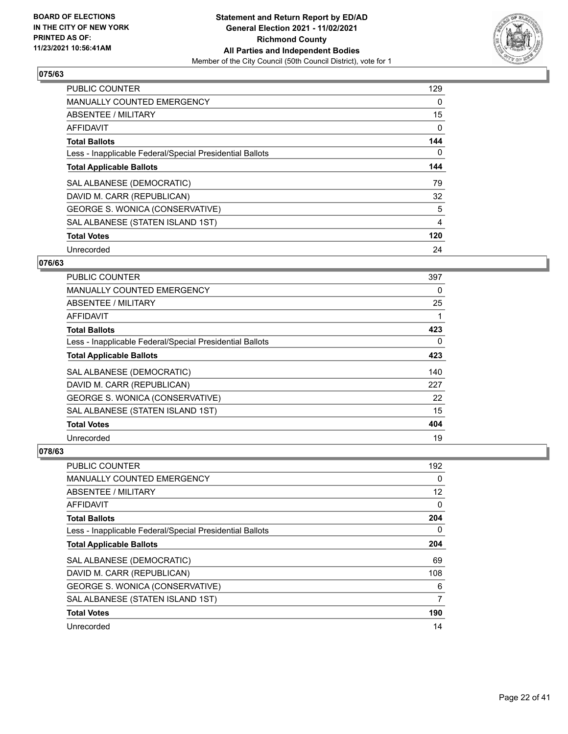**BOARD OF ELECTIONS IN THE CITY OF NEW YORK PRINTED AS OF: 11/23/2021 10:56:41AM**

**Statement and Return Report by ED/AD General Election 2021 - 11/02/2021 Richmond County All Parties and Independent Bodies**

Member of the City Council (50th Council District), vote for 1

## 075/63

| | |
|---|---|
| PUBLIC COUNTER | 129 |
| MANUALLY COUNTED EMERGENCY | 0 |
| ABSENTEE / MILITARY | 15 |
| AFFIDAVIT | 0 |
| **Total Ballots** | **144** |
| Less - Inapplicable Federal/Special Presidential Ballots | 0 |
| **Total Applicable Ballots** | **144** |
| SAL ALBANESE (DEMOCRATIC) | 79 |
| DAVID M. CARR (REPUBLICAN) | 32 |
| GEORGE S. WONICA (CONSERVATIVE) | 5 |
| SAL ALBANESE (STATEN ISLAND 1ST) | 4 |
| **Total Votes** | **120** |
| Unrecorded | 24 |

## 076/63

| | |
|---|---|
| PUBLIC COUNTER | 397 |
| MANUALLY COUNTED EMERGENCY | 0 |
| ABSENTEE / MILITARY | 25 |
| AFFIDAVIT | 1 |
| **Total Ballots** | **423** |
| Less - Inapplicable Federal/Special Presidential Ballots | 0 |
| **Total Applicable Ballots** | **423** |
| SAL ALBANESE (DEMOCRATIC) | 140 |
| DAVID M. CARR (REPUBLICAN) | 227 |
| GEORGE S. WONICA (CONSERVATIVE) | 22 |
| SAL ALBANESE (STATEN ISLAND 1ST) | 15 |
| **Total Votes** | **404** |
| Unrecorded | 19 |

## 078/63

| | |
|---|---|
| PUBLIC COUNTER | 192 |
| MANUALLY COUNTED EMERGENCY | 0 |
| ABSENTEE / MILITARY | 12 |
| AFFIDAVIT | 0 |
| **Total Ballots** | **204** |
| Less - Inapplicable Federal/Special Presidential Ballots | 0 |
| **Total Applicable Ballots** | **204** |
| SAL ALBANESE (DEMOCRATIC) | 69 |
| DAVID M. CARR (REPUBLICAN) | 108 |
| GEORGE S. WONICA (CONSERVATIVE) | 6 |
| SAL ALBANESE (STATEN ISLAND 1ST) | 7 |
| **Total Votes** | **190** |
| Unrecorded | 14 |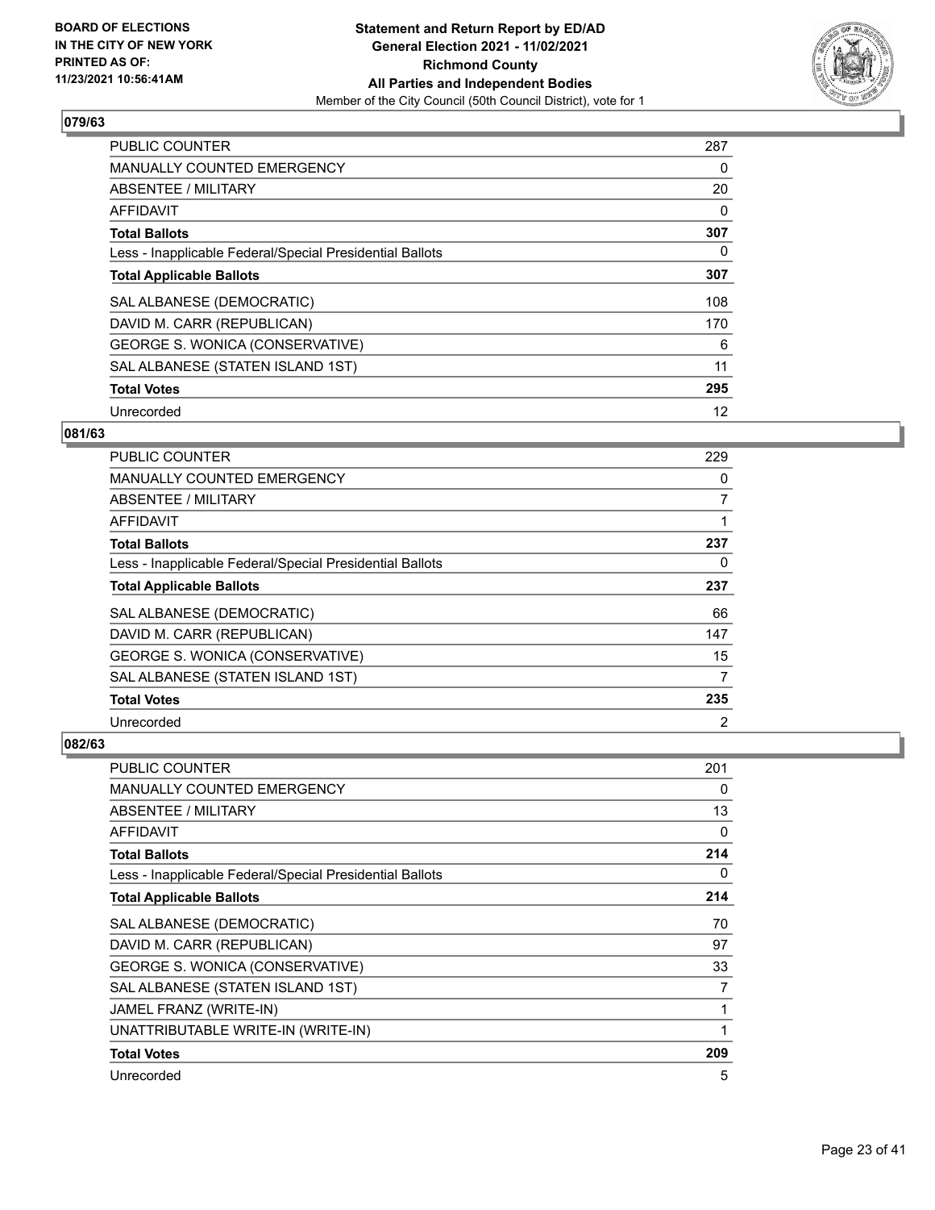BOARD OF ELECTIONS
IN THE CITY OF NEW YORK
PRINTED AS OF:
11/23/2021 10:56:41AM

**Statement and Return Report by ED/AD**
**General Election 2021 - 11/02/2021**
**Richmond County**
**All Parties and Independent Bodies**
Member of the City Council (50th Council District), vote for 1

### 079/63

| | |
|---|---|
| PUBLIC COUNTER | 287 |
| MANUALLY COUNTED EMERGENCY | 0 |
| ABSENTEE / MILITARY | 20 |
| AFFIDAVIT | 0 |
| **Total Ballots** | **307** |
| Less - Inapplicable Federal/Special Presidential Ballots | 0 |
| **Total Applicable Ballots** | **307** |
| SAL ALBANESE (DEMOCRATIC) | 108 |
| DAVID M. CARR (REPUBLICAN) | 170 |
| GEORGE S. WONICA (CONSERVATIVE) | 6 |
| SAL ALBANESE (STATEN ISLAND 1ST) | 11 |
| **Total Votes** | **295** |
| Unrecorded | 12 |

### 081/63

| | |
|---|---|
| PUBLIC COUNTER | 229 |
| MANUALLY COUNTED EMERGENCY | 0 |
| ABSENTEE / MILITARY | 7 |
| AFFIDAVIT | 1 |
| **Total Ballots** | **237** |
| Less - Inapplicable Federal/Special Presidential Ballots | 0 |
| **Total Applicable Ballots** | **237** |
| SAL ALBANESE (DEMOCRATIC) | 66 |
| DAVID M. CARR (REPUBLICAN) | 147 |
| GEORGE S. WONICA (CONSERVATIVE) | 15 |
| SAL ALBANESE (STATEN ISLAND 1ST) | 7 |
| **Total Votes** | **235** |
| Unrecorded | 2 |

### 082/63

| | |
|---|---|
| PUBLIC COUNTER | 201 |
| MANUALLY COUNTED EMERGENCY | 0 |
| ABSENTEE / MILITARY | 13 |
| AFFIDAVIT | 0 |
| **Total Ballots** | **214** |
| Less - Inapplicable Federal/Special Presidential Ballots | 0 |
| **Total Applicable Ballots** | **214** |
| SAL ALBANESE (DEMOCRATIC) | 70 |
| DAVID M. CARR (REPUBLICAN) | 97 |
| GEORGE S. WONICA (CONSERVATIVE) | 33 |
| SAL ALBANESE (STATEN ISLAND 1ST) | 7 |
| JAMEL FRANZ (WRITE-IN) | 1 |
| UNATTRIBUTABLE WRITE-IN (WRITE-IN) | 1 |
| **Total Votes** | **209** |
| Unrecorded | 5 |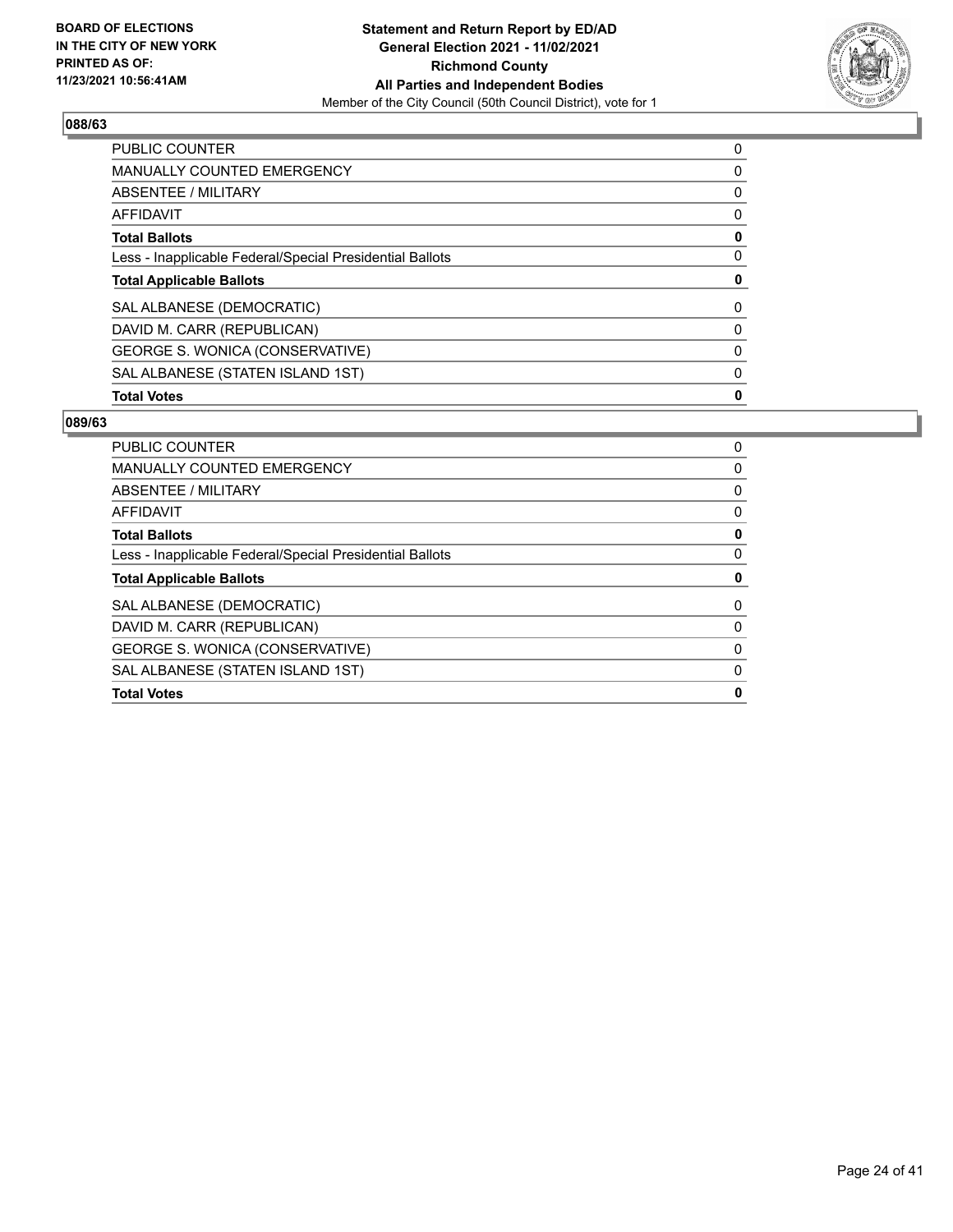## 088/63

| | |
|---|---|
| PUBLIC COUNTER | 0 |
| MANUALLY COUNTED EMERGENCY | 0 |
| ABSENTEE / MILITARY | 0 |
| AFFIDAVIT | 0 |
| **Total Ballots** | **0** |
| Less - Inapplicable Federal/Special Presidential Ballots | 0 |
| **Total Applicable Ballots** | **0** |
| SAL ALBANESE (DEMOCRATIC) | 0 |
| DAVID M. CARR (REPUBLICAN) | 0 |
| GEORGE S. WONICA (CONSERVATIVE) | 0 |
| SAL ALBANESE (STATEN ISLAND 1ST) | 0 |
| **Total Votes** | **0** |

## 089/63

| | |
|---|---|
| PUBLIC COUNTER | 0 |
| MANUALLY COUNTED EMERGENCY | 0 |
| ABSENTEE / MILITARY | 0 |
| AFFIDAVIT | 0 |
| **Total Ballots** | **0** |
| Less - Inapplicable Federal/Special Presidential Ballots | 0 |
| **Total Applicable Ballots** | **0** |
| SAL ALBANESE (DEMOCRATIC) | 0 |
| DAVID M. CARR (REPUBLICAN) | 0 |
| GEORGE S. WONICA (CONSERVATIVE) | 0 |
| SAL ALBANESE (STATEN ISLAND 1ST) | 0 |
| **Total Votes** | **0** |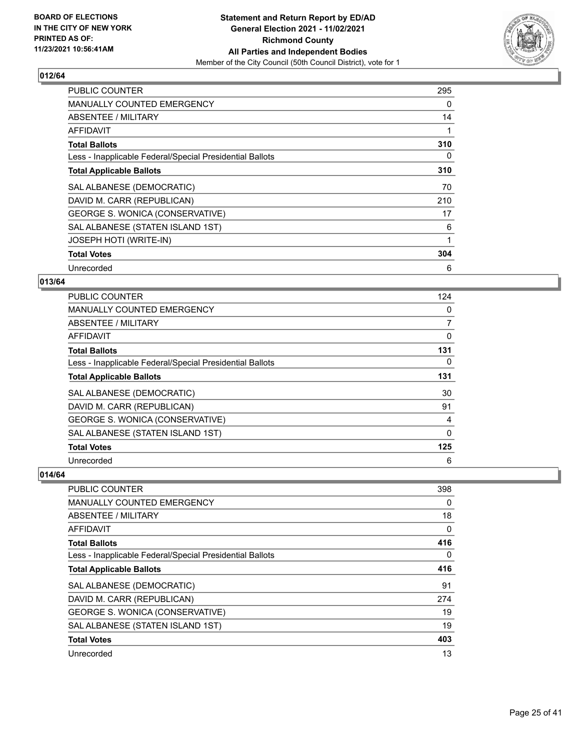BOARD OF ELECTIONS
IN THE CITY OF NEW YORK
PRINTED AS OF:
11/23/2021 10:56:41AM

**Statement and Return Report by ED/AD**
**General Election 2021 - 11/02/2021**
**Richmond County**
**All Parties and Independent Bodies**
Member of the City Council (50th Council District), vote for 1

### 012/64

| | |
|---|---|
| PUBLIC COUNTER | 295 |
| MANUALLY COUNTED EMERGENCY | 0 |
| ABSENTEE / MILITARY | 14 |
| AFFIDAVIT | 1 |
| **Total Ballots** | **310** |
| Less - Inapplicable Federal/Special Presidential Ballots | 0 |
| **Total Applicable Ballots** | **310** |
| SAL ALBANESE (DEMOCRATIC) | 70 |
| DAVID M. CARR (REPUBLICAN) | 210 |
| GEORGE S. WONICA (CONSERVATIVE) | 17 |
| SAL ALBANESE (STATEN ISLAND 1ST) | 6 |
| JOSEPH HOTI (WRITE-IN) | 1 |
| **Total Votes** | **304** |
| Unrecorded | 6 |

### 013/64

| | |
|---|---|
| PUBLIC COUNTER | 124 |
| MANUALLY COUNTED EMERGENCY | 0 |
| ABSENTEE / MILITARY | 7 |
| AFFIDAVIT | 0 |
| **Total Ballots** | **131** |
| Less - Inapplicable Federal/Special Presidential Ballots | 0 |
| **Total Applicable Ballots** | **131** |
| SAL ALBANESE (DEMOCRATIC) | 30 |
| DAVID M. CARR (REPUBLICAN) | 91 |
| GEORGE S. WONICA (CONSERVATIVE) | 4 |
| SAL ALBANESE (STATEN ISLAND 1ST) | 0 |
| **Total Votes** | **125** |
| Unrecorded | 6 |

### 014/64

| | |
|---|---|
| PUBLIC COUNTER | 398 |
| MANUALLY COUNTED EMERGENCY | 0 |
| ABSENTEE / MILITARY | 18 |
| AFFIDAVIT | 0 |
| **Total Ballots** | **416** |
| Less - Inapplicable Federal/Special Presidential Ballots | 0 |
| **Total Applicable Ballots** | **416** |
| SAL ALBANESE (DEMOCRATIC) | 91 |
| DAVID M. CARR (REPUBLICAN) | 274 |
| GEORGE S. WONICA (CONSERVATIVE) | 19 |
| SAL ALBANESE (STATEN ISLAND 1ST) | 19 |
| **Total Votes** | **403** |
| Unrecorded | 13 |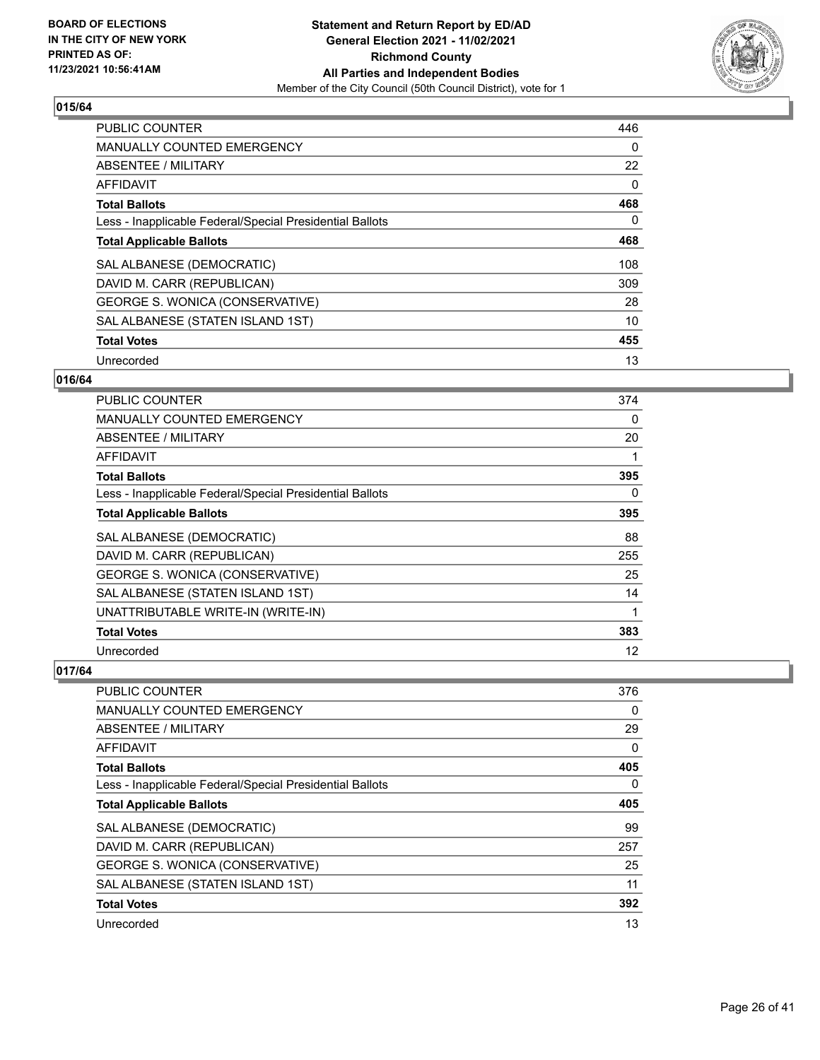**BOARD OF ELECTIONS IN THE CITY OF NEW YORK PRINTED AS OF: 11/23/2021 10:56:41AM**

**Statement and Return Report by ED/AD General Election 2021 - 11/02/2021 Richmond County All Parties and Independent Bodies**

Member of the City Council (50th Council District), vote for 1

## 015/64

| | |
|---|---|
| PUBLIC COUNTER | 446 |
| MANUALLY COUNTED EMERGENCY | 0 |
| ABSENTEE / MILITARY | 22 |
| AFFIDAVIT | 0 |
| **Total Ballots** | **468** |
| Less - Inapplicable Federal/Special Presidential Ballots | 0 |
| **Total Applicable Ballots** | **468** |
| SAL ALBANESE (DEMOCRATIC) | 108 |
| DAVID M. CARR (REPUBLICAN) | 309 |
| GEORGE S. WONICA (CONSERVATIVE) | 28 |
| SAL ALBANESE (STATEN ISLAND 1ST) | 10 |
| **Total Votes** | **455** |
| Unrecorded | 13 |

## 016/64

| | |
|---|---|
| PUBLIC COUNTER | 374 |
| MANUALLY COUNTED EMERGENCY | 0 |
| ABSENTEE / MILITARY | 20 |
| AFFIDAVIT | 1 |
| **Total Ballots** | **395** |
| Less - Inapplicable Federal/Special Presidential Ballots | 0 |
| **Total Applicable Ballots** | **395** |
| SAL ALBANESE (DEMOCRATIC) | 88 |
| DAVID M. CARR (REPUBLICAN) | 255 |
| GEORGE S. WONICA (CONSERVATIVE) | 25 |
| SAL ALBANESE (STATEN ISLAND 1ST) | 14 |
| UNATTRIBUTABLE WRITE-IN (WRITE-IN) | 1 |
| **Total Votes** | **383** |
| Unrecorded | 12 |

## 017/64

| | |
|---|---|
| PUBLIC COUNTER | 376 |
| MANUALLY COUNTED EMERGENCY | 0 |
| ABSENTEE / MILITARY | 29 |
| AFFIDAVIT | 0 |
| **Total Ballots** | **405** |
| Less - Inapplicable Federal/Special Presidential Ballots | 0 |
| **Total Applicable Ballots** | **405** |
| SAL ALBANESE (DEMOCRATIC) | 99 |
| DAVID M. CARR (REPUBLICAN) | 257 |
| GEORGE S. WONICA (CONSERVATIVE) | 25 |
| SAL ALBANESE (STATEN ISLAND 1ST) | 11 |
| **Total Votes** | **392** |
| Unrecorded | 13 |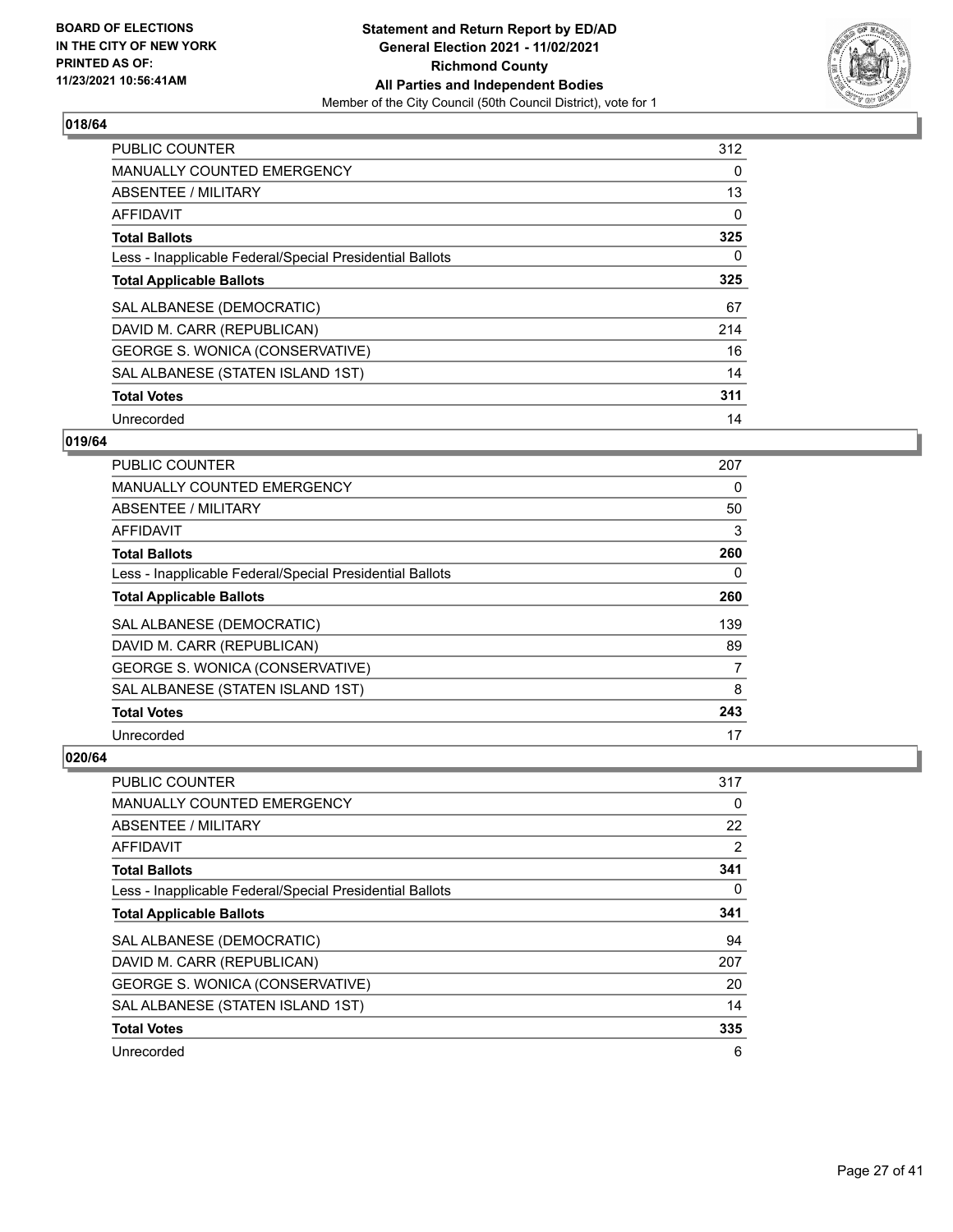### 018/64

| | |
|---|---|
| PUBLIC COUNTER | 312 |
| MANUALLY COUNTED EMERGENCY | 0 |
| ABSENTEE / MILITARY | 13 |
| AFFIDAVIT | 0 |
| **Total Ballots** | **325** |
| Less - Inapplicable Federal/Special Presidential Ballots | 0 |
| **Total Applicable Ballots** | **325** |
| SAL ALBANESE (DEMOCRATIC) | 67 |
| DAVID M. CARR (REPUBLICAN) | 214 |
| GEORGE S. WONICA (CONSERVATIVE) | 16 |
| SAL ALBANESE (STATEN ISLAND 1ST) | 14 |
| **Total Votes** | **311** |
| Unrecorded | 14 |

### 019/64

| | |
|---|---|
| PUBLIC COUNTER | 207 |
| MANUALLY COUNTED EMERGENCY | 0 |
| ABSENTEE / MILITARY | 50 |
| AFFIDAVIT | 3 |
| **Total Ballots** | **260** |
| Less - Inapplicable Federal/Special Presidential Ballots | 0 |
| **Total Applicable Ballots** | **260** |
| SAL ALBANESE (DEMOCRATIC) | 139 |
| DAVID M. CARR (REPUBLICAN) | 89 |
| GEORGE S. WONICA (CONSERVATIVE) | 7 |
| SAL ALBANESE (STATEN ISLAND 1ST) | 8 |
| **Total Votes** | **243** |
| Unrecorded | 17 |

### 020/64

| | |
|---|---|
| PUBLIC COUNTER | 317 |
| MANUALLY COUNTED EMERGENCY | 0 |
| ABSENTEE / MILITARY | 22 |
| AFFIDAVIT | 2 |
| **Total Ballots** | **341** |
| Less - Inapplicable Federal/Special Presidential Ballots | 0 |
| **Total Applicable Ballots** | **341** |
| SAL ALBANESE (DEMOCRATIC) | 94 |
| DAVID M. CARR (REPUBLICAN) | 207 |
| GEORGE S. WONICA (CONSERVATIVE) | 20 |
| SAL ALBANESE (STATEN ISLAND 1ST) | 14 |
| **Total Votes** | **335** |
| Unrecorded | 6 |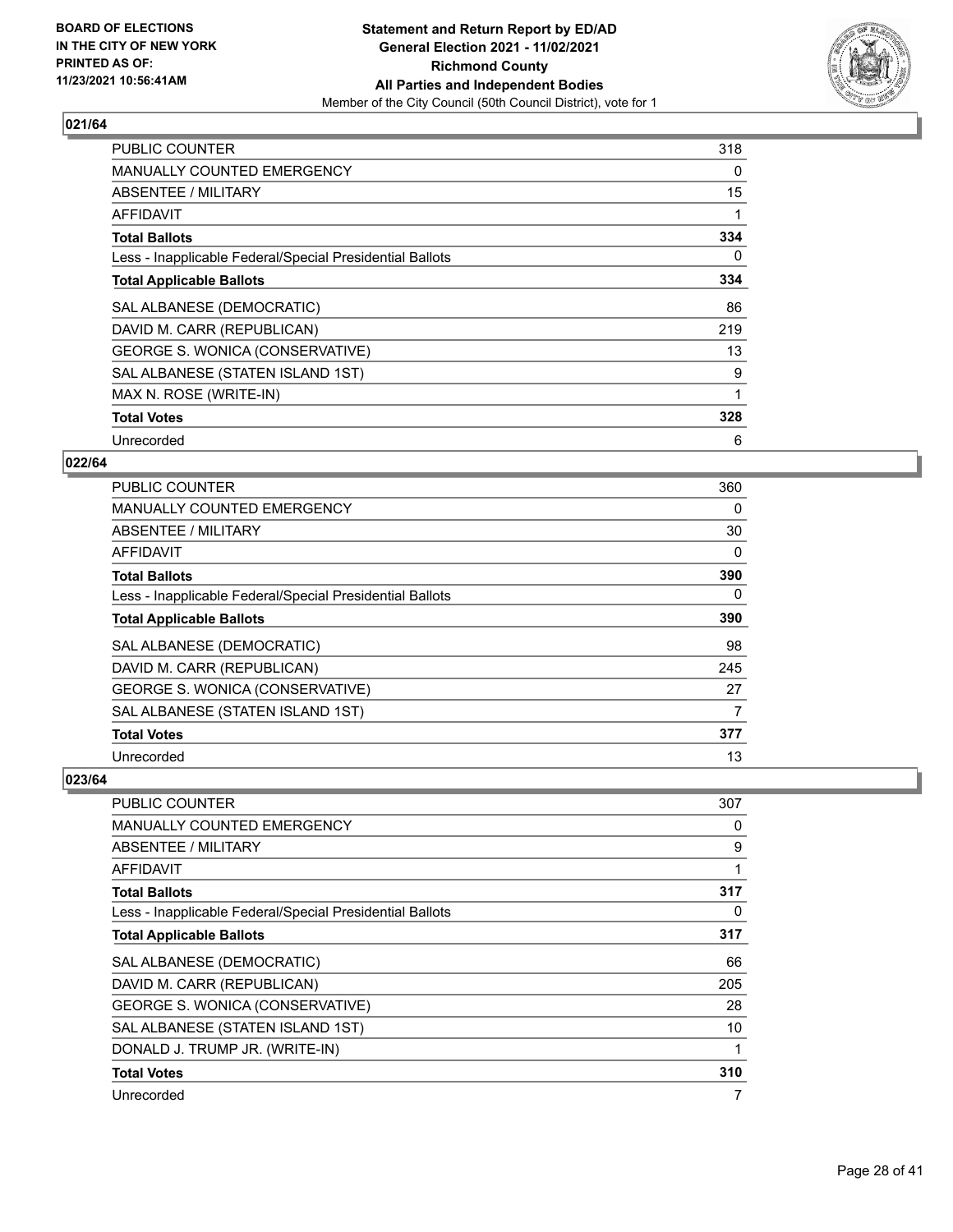BOARD OF ELECTIONS
IN THE CITY OF NEW YORK
PRINTED AS OF:
11/23/2021 10:56:41AM

**Statement and Return Report by ED/AD**
**General Election 2021 - 11/02/2021**
**Richmond County**
**All Parties and Independent Bodies**
Member of the City Council (50th Council District), vote for 1

### 021/64

| | |
|---|---|
| PUBLIC COUNTER | 318 |
| MANUALLY COUNTED EMERGENCY | 0 |
| ABSENTEE / MILITARY | 15 |
| AFFIDAVIT | 1 |
| **Total Ballots** | **334** |
| Less - Inapplicable Federal/Special Presidential Ballots | 0 |
| **Total Applicable Ballots** | **334** |
| SAL ALBANESE (DEMOCRATIC) | 86 |
| DAVID M. CARR (REPUBLICAN) | 219 |
| GEORGE S. WONICA (CONSERVATIVE) | 13 |
| SAL ALBANESE (STATEN ISLAND 1ST) | 9 |
| MAX N. ROSE (WRITE-IN) | 1 |
| **Total Votes** | **328** |
| Unrecorded | 6 |

### 022/64

| | |
|---|---|
| PUBLIC COUNTER | 360 |
| MANUALLY COUNTED EMERGENCY | 0 |
| ABSENTEE / MILITARY | 30 |
| AFFIDAVIT | 0 |
| **Total Ballots** | **390** |
| Less - Inapplicable Federal/Special Presidential Ballots | 0 |
| **Total Applicable Ballots** | **390** |
| SAL ALBANESE (DEMOCRATIC) | 98 |
| DAVID M. CARR (REPUBLICAN) | 245 |
| GEORGE S. WONICA (CONSERVATIVE) | 27 |
| SAL ALBANESE (STATEN ISLAND 1ST) | 7 |
| **Total Votes** | **377** |
| Unrecorded | 13 |

### 023/64

| | |
|---|---|
| PUBLIC COUNTER | 307 |
| MANUALLY COUNTED EMERGENCY | 0 |
| ABSENTEE / MILITARY | 9 |
| AFFIDAVIT | 1 |
| **Total Ballots** | **317** |
| Less - Inapplicable Federal/Special Presidential Ballots | 0 |
| **Total Applicable Ballots** | **317** |
| SAL ALBANESE (DEMOCRATIC) | 66 |
| DAVID M. CARR (REPUBLICAN) | 205 |
| GEORGE S. WONICA (CONSERVATIVE) | 28 |
| SAL ALBANESE (STATEN ISLAND 1ST) | 10 |
| DONALD J. TRUMP JR. (WRITE-IN) | 1 |
| **Total Votes** | **310** |
| Unrecorded | 7 |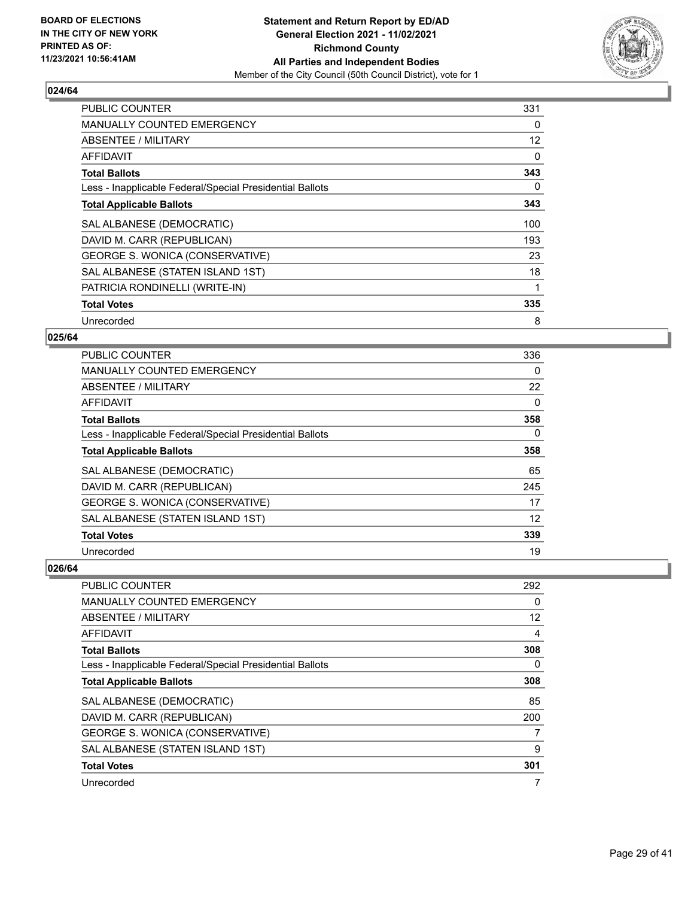BOARD OF ELECTIONS
IN THE CITY OF NEW YORK
PRINTED AS OF:
11/23/2021 10:56:41AM

**Statement and Return Report by ED/AD**
**General Election 2021 - 11/02/2021**
**Richmond County**
**All Parties and Independent Bodies**
Member of the City Council (50th Council District), vote for 1

### 024/64

| | |
|---|---|
| PUBLIC COUNTER | 331 |
| MANUALLY COUNTED EMERGENCY | 0 |
| ABSENTEE / MILITARY | 12 |
| AFFIDAVIT | 0 |
| **Total Ballots** | **343** |
| Less - Inapplicable Federal/Special Presidential Ballots | 0 |
| **Total Applicable Ballots** | **343** |
| SAL ALBANESE (DEMOCRATIC) | 100 |
| DAVID M. CARR (REPUBLICAN) | 193 |
| GEORGE S. WONICA (CONSERVATIVE) | 23 |
| SAL ALBANESE (STATEN ISLAND 1ST) | 18 |
| PATRICIA RONDINELLI (WRITE-IN) | 1 |
| **Total Votes** | **335** |
| Unrecorded | 8 |

### 025/64

| | |
|---|---|
| PUBLIC COUNTER | 336 |
| MANUALLY COUNTED EMERGENCY | 0 |
| ABSENTEE / MILITARY | 22 |
| AFFIDAVIT | 0 |
| **Total Ballots** | **358** |
| Less - Inapplicable Federal/Special Presidential Ballots | 0 |
| **Total Applicable Ballots** | **358** |
| SAL ALBANESE (DEMOCRATIC) | 65 |
| DAVID M. CARR (REPUBLICAN) | 245 |
| GEORGE S. WONICA (CONSERVATIVE) | 17 |
| SAL ALBANESE (STATEN ISLAND 1ST) | 12 |
| **Total Votes** | **339** |
| Unrecorded | 19 |

### 026/64

| | |
|---|---|
| PUBLIC COUNTER | 292 |
| MANUALLY COUNTED EMERGENCY | 0 |
| ABSENTEE / MILITARY | 12 |
| AFFIDAVIT | 4 |
| **Total Ballots** | **308** |
| Less - Inapplicable Federal/Special Presidential Ballots | 0 |
| **Total Applicable Ballots** | **308** |
| SAL ALBANESE (DEMOCRATIC) | 85 |
| DAVID M. CARR (REPUBLICAN) | 200 |
| GEORGE S. WONICA (CONSERVATIVE) | 7 |
| SAL ALBANESE (STATEN ISLAND 1ST) | 9 |
| **Total Votes** | **301** |
| Unrecorded | 7 |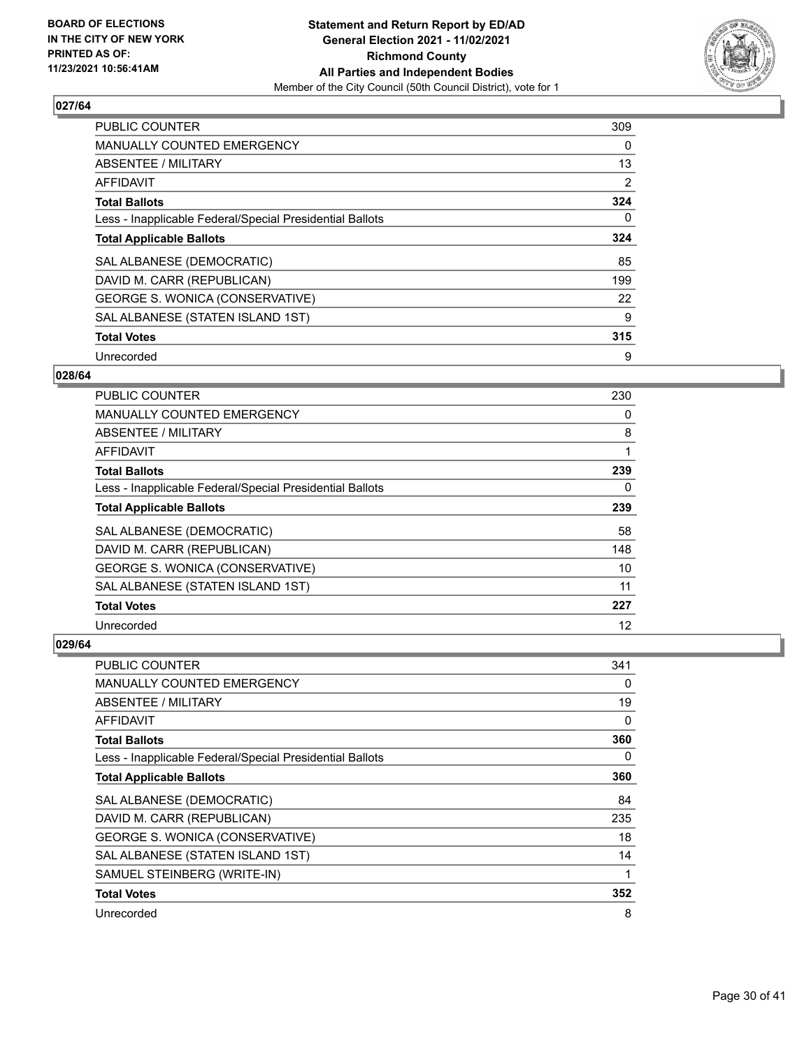**BOARD OF ELECTIONS IN THE CITY OF NEW YORK PRINTED AS OF: 11/23/2021 10:56:41AM**

**Statement and Return Report by ED/AD General Election 2021 - 11/02/2021 Richmond County All Parties and Independent Bodies**
Member of the City Council (50th Council District), vote for 1

## 027/64

| | |
|---|---|
| PUBLIC COUNTER | 309 |
| MANUALLY COUNTED EMERGENCY | 0 |
| ABSENTEE / MILITARY | 13 |
| AFFIDAVIT | 2 |
| **Total Ballots** | **324** |
| Less - Inapplicable Federal/Special Presidential Ballots | 0 |
| **Total Applicable Ballots** | **324** |
| SAL ALBANESE (DEMOCRATIC) | 85 |
| DAVID M. CARR (REPUBLICAN) | 199 |
| GEORGE S. WONICA (CONSERVATIVE) | 22 |
| SAL ALBANESE (STATEN ISLAND 1ST) | 9 |
| **Total Votes** | **315** |
| Unrecorded | 9 |

## 028/64

| | |
|---|---|
| PUBLIC COUNTER | 230 |
| MANUALLY COUNTED EMERGENCY | 0 |
| ABSENTEE / MILITARY | 8 |
| AFFIDAVIT | 1 |
| **Total Ballots** | **239** |
| Less - Inapplicable Federal/Special Presidential Ballots | 0 |
| **Total Applicable Ballots** | **239** |
| SAL ALBANESE (DEMOCRATIC) | 58 |
| DAVID M. CARR (REPUBLICAN) | 148 |
| GEORGE S. WONICA (CONSERVATIVE) | 10 |
| SAL ALBANESE (STATEN ISLAND 1ST) | 11 |
| **Total Votes** | **227** |
| Unrecorded | 12 |

## 029/64

| | |
|---|---|
| PUBLIC COUNTER | 341 |
| MANUALLY COUNTED EMERGENCY | 0 |
| ABSENTEE / MILITARY | 19 |
| AFFIDAVIT | 0 |
| **Total Ballots** | **360** |
| Less - Inapplicable Federal/Special Presidential Ballots | 0 |
| **Total Applicable Ballots** | **360** |
| SAL ALBANESE (DEMOCRATIC) | 84 |
| DAVID M. CARR (REPUBLICAN) | 235 |
| GEORGE S. WONICA (CONSERVATIVE) | 18 |
| SAL ALBANESE (STATEN ISLAND 1ST) | 14 |
| SAMUEL STEINBERG (WRITE-IN) | 1 |
| **Total Votes** | **352** |
| Unrecorded | 8 |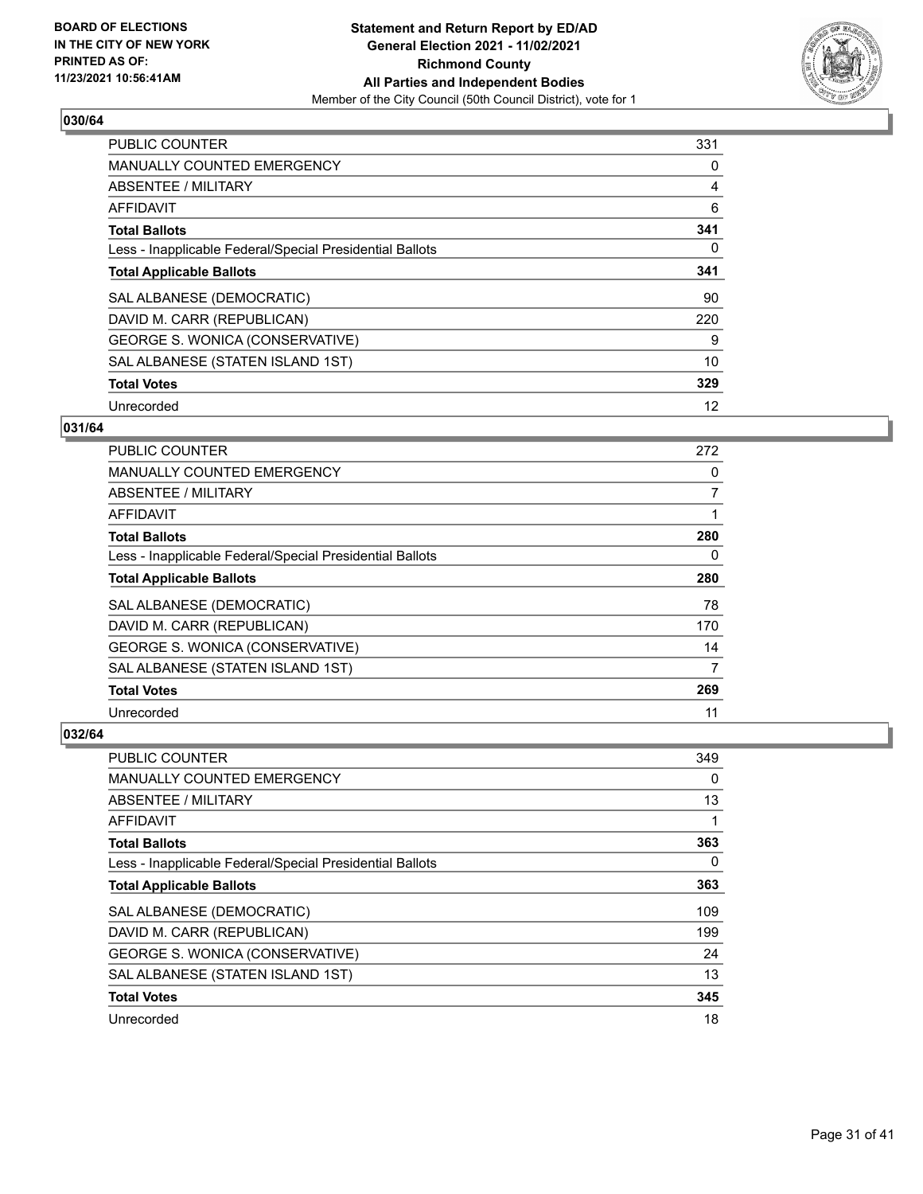## 030/64

| | |
|---|---|
| PUBLIC COUNTER | 331 |
| MANUALLY COUNTED EMERGENCY | 0 |
| ABSENTEE / MILITARY | 4 |
| AFFIDAVIT | 6 |
| **Total Ballots** | **341** |
| Less - Inapplicable Federal/Special Presidential Ballots | 0 |
| **Total Applicable Ballots** | **341** |
| SAL ALBANESE (DEMOCRATIC) | 90 |
| DAVID M. CARR (REPUBLICAN) | 220 |
| GEORGE S. WONICA (CONSERVATIVE) | 9 |
| SAL ALBANESE (STATEN ISLAND 1ST) | 10 |
| **Total Votes** | **329** |
| Unrecorded | 12 |

## 031/64

| | |
|---|---|
| PUBLIC COUNTER | 272 |
| MANUALLY COUNTED EMERGENCY | 0 |
| ABSENTEE / MILITARY | 7 |
| AFFIDAVIT | 1 |
| **Total Ballots** | **280** |
| Less - Inapplicable Federal/Special Presidential Ballots | 0 |
| **Total Applicable Ballots** | **280** |
| SAL ALBANESE (DEMOCRATIC) | 78 |
| DAVID M. CARR (REPUBLICAN) | 170 |
| GEORGE S. WONICA (CONSERVATIVE) | 14 |
| SAL ALBANESE (STATEN ISLAND 1ST) | 7 |
| **Total Votes** | **269** |
| Unrecorded | 11 |

## 032/64

| | |
|---|---|
| PUBLIC COUNTER | 349 |
| MANUALLY COUNTED EMERGENCY | 0 |
| ABSENTEE / MILITARY | 13 |
| AFFIDAVIT | 1 |
| **Total Ballots** | **363** |
| Less - Inapplicable Federal/Special Presidential Ballots | 0 |
| **Total Applicable Ballots** | **363** |
| SAL ALBANESE (DEMOCRATIC) | 109 |
| DAVID M. CARR (REPUBLICAN) | 199 |
| GEORGE S. WONICA (CONSERVATIVE) | 24 |
| SAL ALBANESE (STATEN ISLAND 1ST) | 13 |
| **Total Votes** | **345** |
| Unrecorded | 18 |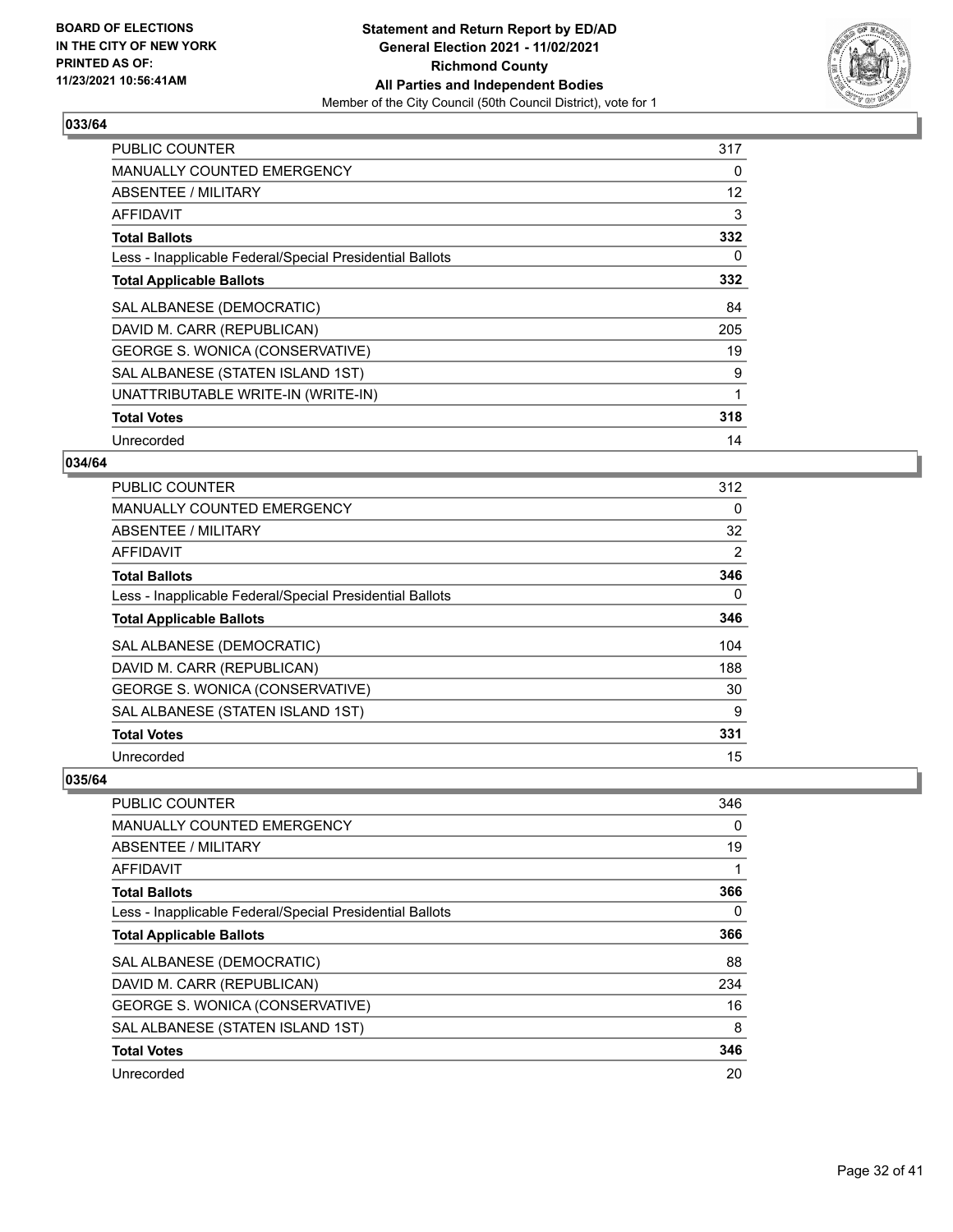**BOARD OF ELECTIONS IN THE CITY OF NEW YORK PRINTED AS OF: 11/23/2021 10:56:41AM**

**Statement and Return Report by ED/AD General Election 2021 - 11/02/2021 Richmond County All Parties and Independent Bodies**

Member of the City Council (50th Council District), vote for 1

### 033/64

| | |
|---|---|
| PUBLIC COUNTER | 317 |
| MANUALLY COUNTED EMERGENCY | 0 |
| ABSENTEE / MILITARY | 12 |
| AFFIDAVIT | 3 |
| **Total Ballots** | **332** |
| Less - Inapplicable Federal/Special Presidential Ballots | 0 |
| **Total Applicable Ballots** | **332** |
| SAL ALBANESE (DEMOCRATIC) | 84 |
| DAVID M. CARR (REPUBLICAN) | 205 |
| GEORGE S. WONICA (CONSERVATIVE) | 19 |
| SAL ALBANESE (STATEN ISLAND 1ST) | 9 |
| UNATTRIBUTABLE WRITE-IN (WRITE-IN) | 1 |
| **Total Votes** | **318** |
| Unrecorded | 14 |

### 034/64

| | |
|---|---|
| PUBLIC COUNTER | 312 |
| MANUALLY COUNTED EMERGENCY | 0 |
| ABSENTEE / MILITARY | 32 |
| AFFIDAVIT | 2 |
| **Total Ballots** | **346** |
| Less - Inapplicable Federal/Special Presidential Ballots | 0 |
| **Total Applicable Ballots** | **346** |
| SAL ALBANESE (DEMOCRATIC) | 104 |
| DAVID M. CARR (REPUBLICAN) | 188 |
| GEORGE S. WONICA (CONSERVATIVE) | 30 |
| SAL ALBANESE (STATEN ISLAND 1ST) | 9 |
| **Total Votes** | **331** |
| Unrecorded | 15 |

### 035/64

| | |
|---|---|
| PUBLIC COUNTER | 346 |
| MANUALLY COUNTED EMERGENCY | 0 |
| ABSENTEE / MILITARY | 19 |
| AFFIDAVIT | 1 |
| **Total Ballots** | **366** |
| Less - Inapplicable Federal/Special Presidential Ballots | 0 |
| **Total Applicable Ballots** | **366** |
| SAL ALBANESE (DEMOCRATIC) | 88 |
| DAVID M. CARR (REPUBLICAN) | 234 |
| GEORGE S. WONICA (CONSERVATIVE) | 16 |
| SAL ALBANESE (STATEN ISLAND 1ST) | 8 |
| **Total Votes** | **346** |
| Unrecorded | 20 |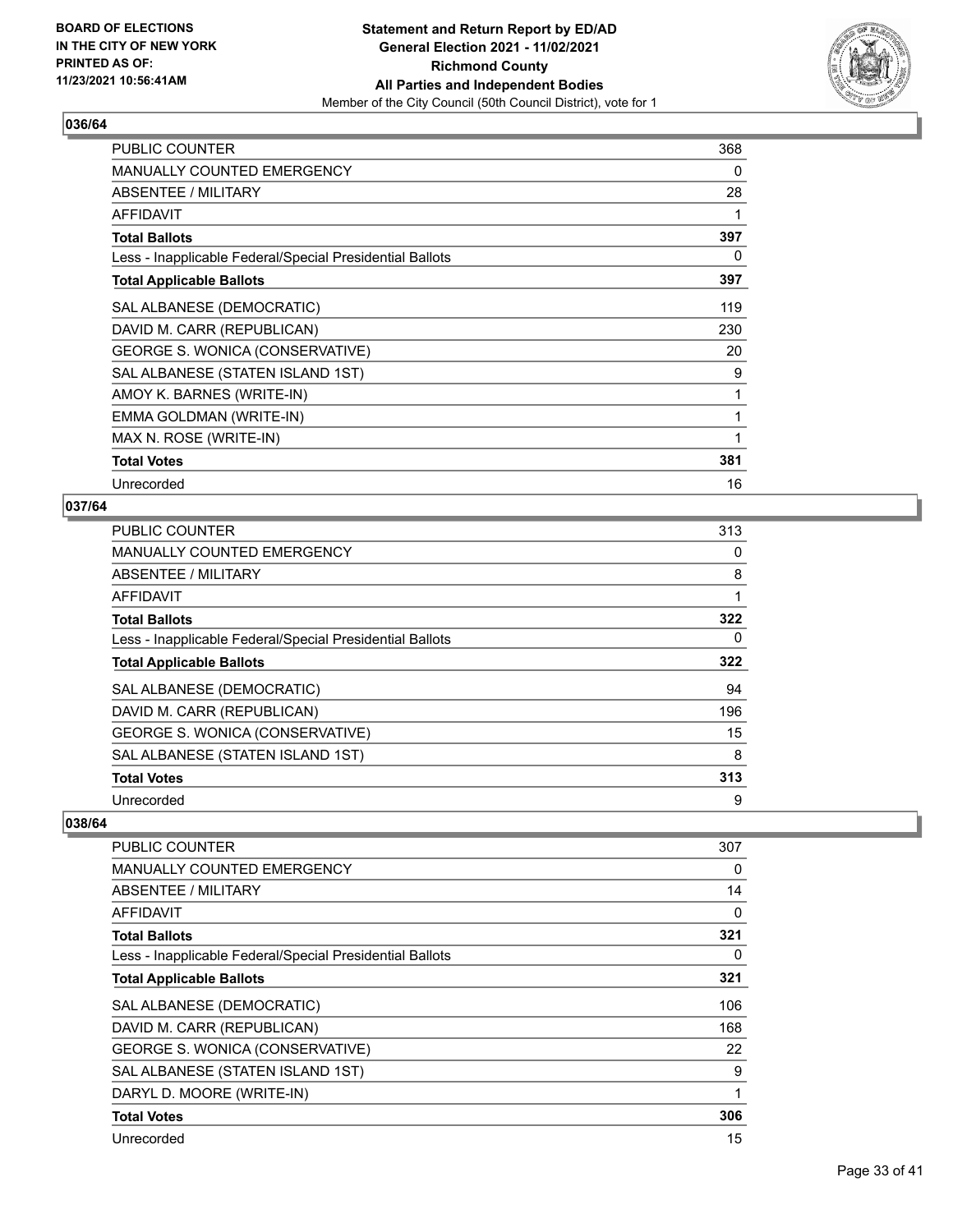**BOARD OF ELECTIONS IN THE CITY OF NEW YORK PRINTED AS OF: 11/23/2021 10:56:41AM**

**Statement and Return Report by ED/AD General Election 2021 - 11/02/2021 Richmond County All Parties and Independent Bodies**
Member of the City Council (50th Council District), vote for 1

## 036/64

| | |
|---|---|
| PUBLIC COUNTER | 368 |
| MANUALLY COUNTED EMERGENCY | 0 |
| ABSENTEE / MILITARY | 28 |
| AFFIDAVIT | 1 |
| **Total Ballots** | **397** |
| Less - Inapplicable Federal/Special Presidential Ballots | 0 |
| **Total Applicable Ballots** | **397** |
| SAL ALBANESE (DEMOCRATIC) | 119 |
| DAVID M. CARR (REPUBLICAN) | 230 |
| GEORGE S. WONICA (CONSERVATIVE) | 20 |
| SAL ALBANESE (STATEN ISLAND 1ST) | 9 |
| AMOY K. BARNES (WRITE-IN) | 1 |
| EMMA GOLDMAN (WRITE-IN) | 1 |
| MAX N. ROSE (WRITE-IN) | 1 |
| **Total Votes** | **381** |
| Unrecorded | 16 |

## 037/64

| | |
|---|---|
| PUBLIC COUNTER | 313 |
| MANUALLY COUNTED EMERGENCY | 0 |
| ABSENTEE / MILITARY | 8 |
| AFFIDAVIT | 1 |
| **Total Ballots** | **322** |
| Less - Inapplicable Federal/Special Presidential Ballots | 0 |
| **Total Applicable Ballots** | **322** |
| SAL ALBANESE (DEMOCRATIC) | 94 |
| DAVID M. CARR (REPUBLICAN) | 196 |
| GEORGE S. WONICA (CONSERVATIVE) | 15 |
| SAL ALBANESE (STATEN ISLAND 1ST) | 8 |
| **Total Votes** | **313** |
| Unrecorded | 9 |

## 038/64

| | |
|---|---|
| PUBLIC COUNTER | 307 |
| MANUALLY COUNTED EMERGENCY | 0 |
| ABSENTEE / MILITARY | 14 |
| AFFIDAVIT | 0 |
| **Total Ballots** | **321** |
| Less - Inapplicable Federal/Special Presidential Ballots | 0 |
| **Total Applicable Ballots** | **321** |
| SAL ALBANESE (DEMOCRATIC) | 106 |
| DAVID M. CARR (REPUBLICAN) | 168 |
| GEORGE S. WONICA (CONSERVATIVE) | 22 |
| SAL ALBANESE (STATEN ISLAND 1ST) | 9 |
| DARYL D. MOORE (WRITE-IN) | 1 |
| **Total Votes** | **306** |
| Unrecorded | 15 |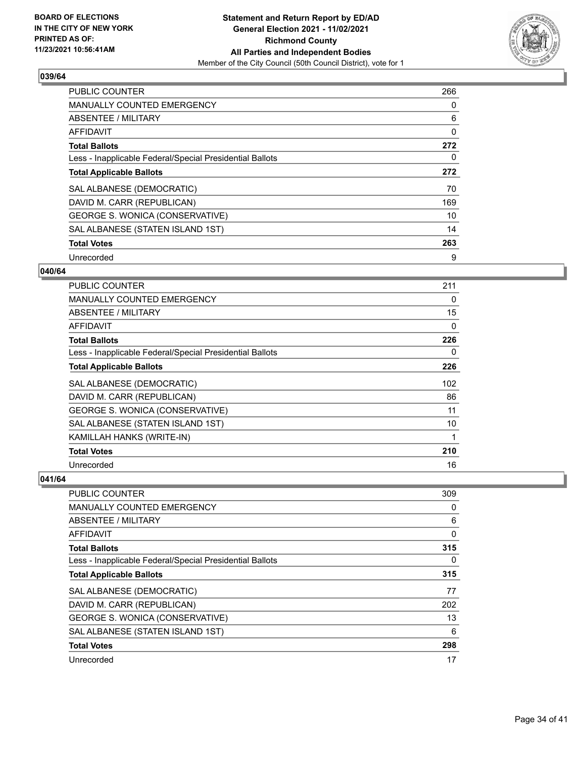## 039/64

| PUBLIC COUNTER | 266 |
|---|---|
| MANUALLY COUNTED EMERGENCY | 0 |
| ABSENTEE / MILITARY | 6 |
| AFFIDAVIT | 0 |
| **Total Ballots** | **272** |
| Less - Inapplicable Federal/Special Presidential Ballots | 0 |
| **Total Applicable Ballots** | **272** |
| SAL ALBANESE (DEMOCRATIC) | 70 |
| DAVID M. CARR (REPUBLICAN) | 169 |
| GEORGE S. WONICA (CONSERVATIVE) | 10 |
| SAL ALBANESE (STATEN ISLAND 1ST) | 14 |
| **Total Votes** | **263** |
| Unrecorded | 9 |

## 040/64

| PUBLIC COUNTER | 211 |
|---|---|
| MANUALLY COUNTED EMERGENCY | 0 |
| ABSENTEE / MILITARY | 15 |
| AFFIDAVIT | 0 |
| **Total Ballots** | **226** |
| Less - Inapplicable Federal/Special Presidential Ballots | 0 |
| **Total Applicable Ballots** | **226** |
| SAL ALBANESE (DEMOCRATIC) | 102 |
| DAVID M. CARR (REPUBLICAN) | 86 |
| GEORGE S. WONICA (CONSERVATIVE) | 11 |
| SAL ALBANESE (STATEN ISLAND 1ST) | 10 |
| KAMILLAH HANKS (WRITE-IN) | 1 |
| **Total Votes** | **210** |
| Unrecorded | 16 |

## 041/64

| PUBLIC COUNTER | 309 |
|---|---|
| MANUALLY COUNTED EMERGENCY | 0 |
| ABSENTEE / MILITARY | 6 |
| AFFIDAVIT | 0 |
| **Total Ballots** | **315** |
| Less - Inapplicable Federal/Special Presidential Ballots | 0 |
| **Total Applicable Ballots** | **315** |
| SAL ALBANESE (DEMOCRATIC) | 77 |
| DAVID M. CARR (REPUBLICAN) | 202 |
| GEORGE S. WONICA (CONSERVATIVE) | 13 |
| SAL ALBANESE (STATEN ISLAND 1ST) | 6 |
| **Total Votes** | **298** |
| Unrecorded | 17 |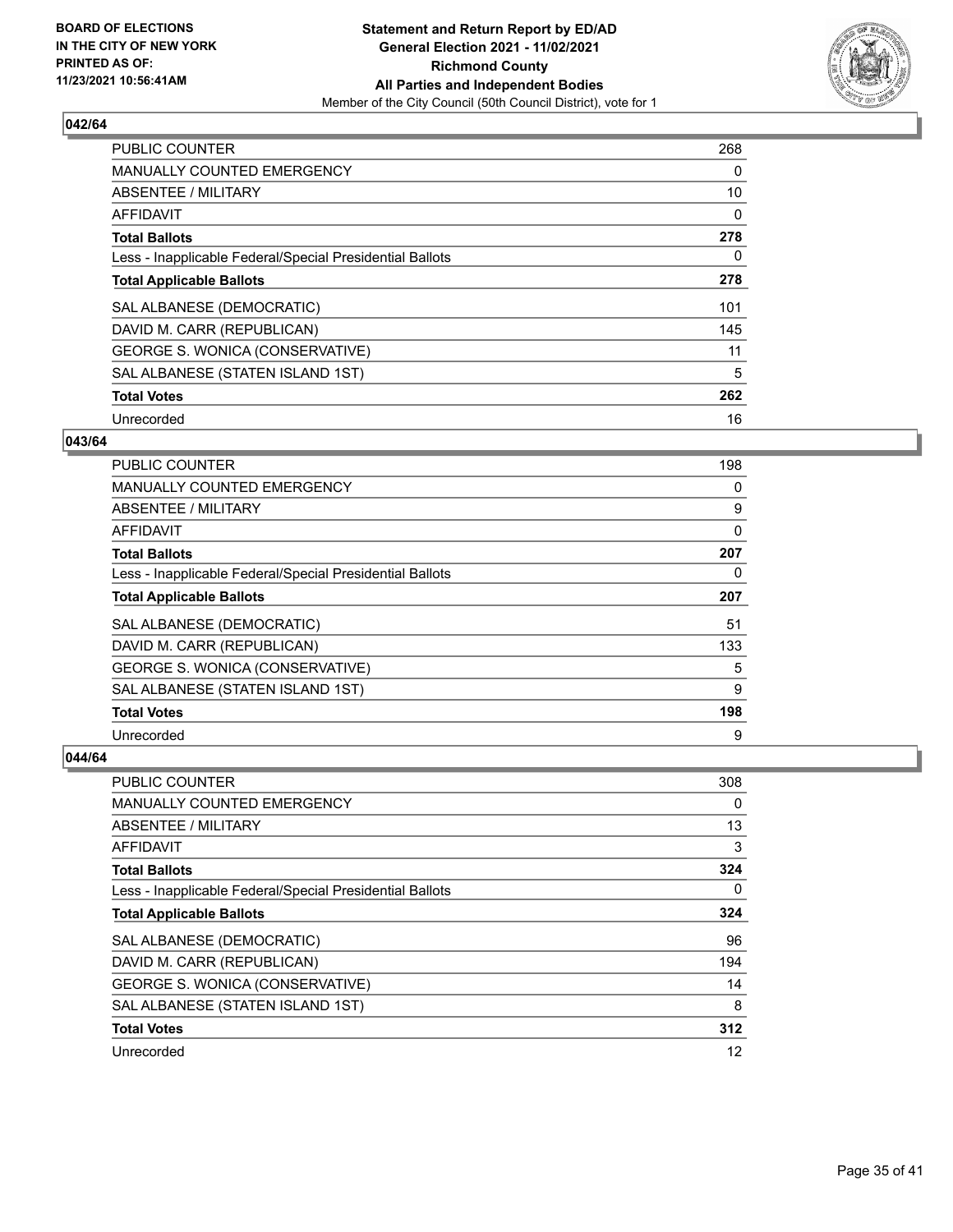**BOARD OF ELECTIONS IN THE CITY OF NEW YORK PRINTED AS OF: 11/23/2021 10:56:41AM**

**Statement and Return Report by ED/AD General Election 2021 - 11/02/2021 Richmond County All Parties and Independent Bodies**
Member of the City Council (50th Council District), vote for 1

### 042/64

| | |
|---|---|
| PUBLIC COUNTER | 268 |
| MANUALLY COUNTED EMERGENCY | 0 |
| ABSENTEE / MILITARY | 10 |
| AFFIDAVIT | 0 |
| **Total Ballots** | **278** |
| Less - Inapplicable Federal/Special Presidential Ballots | 0 |
| **Total Applicable Ballots** | **278** |
| SAL ALBANESE (DEMOCRATIC) | 101 |
| DAVID M. CARR (REPUBLICAN) | 145 |
| GEORGE S. WONICA (CONSERVATIVE) | 11 |
| SAL ALBANESE (STATEN ISLAND 1ST) | 5 |
| **Total Votes** | **262** |
| Unrecorded | 16 |

### 043/64

| | |
|---|---|
| PUBLIC COUNTER | 198 |
| MANUALLY COUNTED EMERGENCY | 0 |
| ABSENTEE / MILITARY | 9 |
| AFFIDAVIT | 0 |
| **Total Ballots** | **207** |
| Less - Inapplicable Federal/Special Presidential Ballots | 0 |
| **Total Applicable Ballots** | **207** |
| SAL ALBANESE (DEMOCRATIC) | 51 |
| DAVID M. CARR (REPUBLICAN) | 133 |
| GEORGE S. WONICA (CONSERVATIVE) | 5 |
| SAL ALBANESE (STATEN ISLAND 1ST) | 9 |
| **Total Votes** | **198** |
| Unrecorded | 9 |

### 044/64

| | |
|---|---|
| PUBLIC COUNTER | 308 |
| MANUALLY COUNTED EMERGENCY | 0 |
| ABSENTEE / MILITARY | 13 |
| AFFIDAVIT | 3 |
| **Total Ballots** | **324** |
| Less - Inapplicable Federal/Special Presidential Ballots | 0 |
| **Total Applicable Ballots** | **324** |
| SAL ALBANESE (DEMOCRATIC) | 96 |
| DAVID M. CARR (REPUBLICAN) | 194 |
| GEORGE S. WONICA (CONSERVATIVE) | 14 |
| SAL ALBANESE (STATEN ISLAND 1ST) | 8 |
| **Total Votes** | **312** |
| Unrecorded | 12 |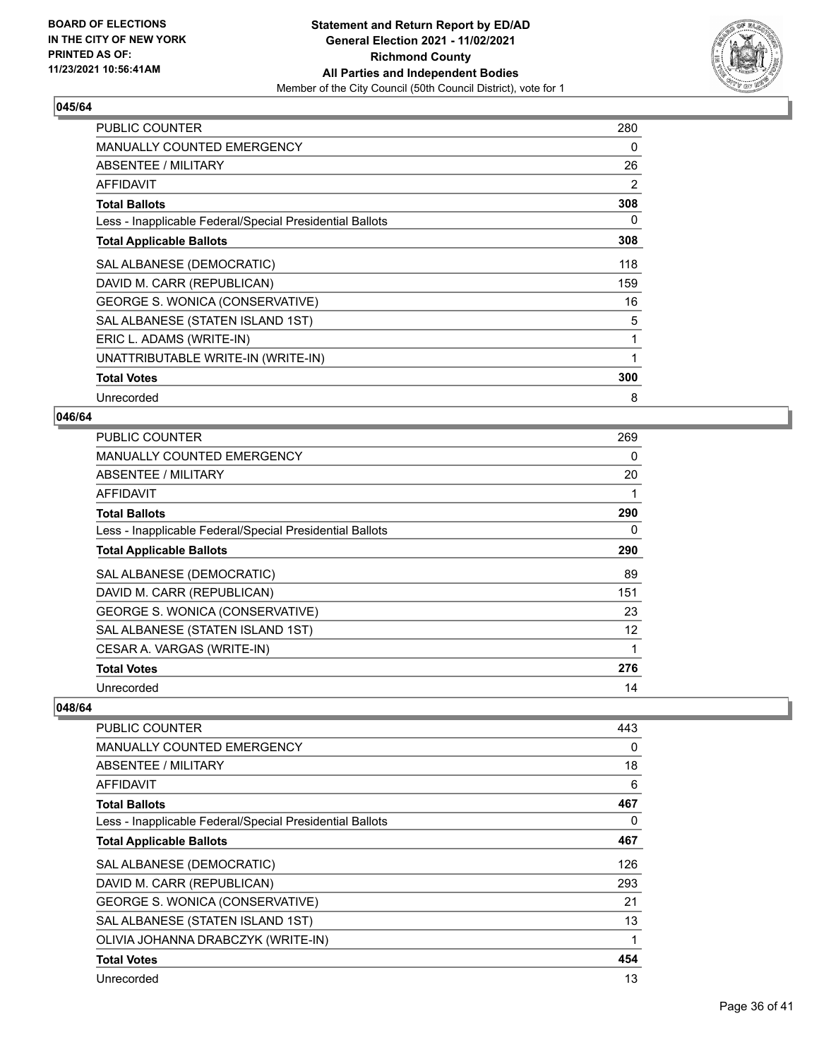**BOARD OF ELECTIONS IN THE CITY OF NEW YORK PRINTED AS OF: 11/23/2021 10:56:41AM**

**Statement and Return Report by ED/AD General Election 2021 - 11/02/2021 Richmond County All Parties and Independent Bodies**

Member of the City Council (50th Council District), vote for 1

## 045/64

| | |
|---|---|
| PUBLIC COUNTER | 280 |
| MANUALLY COUNTED EMERGENCY | 0 |
| ABSENTEE / MILITARY | 26 |
| AFFIDAVIT | 2 |
| **Total Ballots** | **308** |
| Less - Inapplicable Federal/Special Presidential Ballots | 0 |
| **Total Applicable Ballots** | **308** |
| SAL ALBANESE (DEMOCRATIC) | 118 |
| DAVID M. CARR (REPUBLICAN) | 159 |
| GEORGE S. WONICA (CONSERVATIVE) | 16 |
| SAL ALBANESE (STATEN ISLAND 1ST) | 5 |
| ERIC L. ADAMS (WRITE-IN) | 1 |
| UNATTRIBUTABLE WRITE-IN (WRITE-IN) | 1 |
| **Total Votes** | **300** |
| Unrecorded | 8 |

## 046/64

| | |
|---|---|
| PUBLIC COUNTER | 269 |
| MANUALLY COUNTED EMERGENCY | 0 |
| ABSENTEE / MILITARY | 20 |
| AFFIDAVIT | 1 |
| **Total Ballots** | **290** |
| Less - Inapplicable Federal/Special Presidential Ballots | 0 |
| **Total Applicable Ballots** | **290** |
| SAL ALBANESE (DEMOCRATIC) | 89 |
| DAVID M. CARR (REPUBLICAN) | 151 |
| GEORGE S. WONICA (CONSERVATIVE) | 23 |
| SAL ALBANESE (STATEN ISLAND 1ST) | 12 |
| CESAR A. VARGAS (WRITE-IN) | 1 |
| **Total Votes** | **276** |
| Unrecorded | 14 |

## 048/64

| | |
|---|---|
| PUBLIC COUNTER | 443 |
| MANUALLY COUNTED EMERGENCY | 0 |
| ABSENTEE / MILITARY | 18 |
| AFFIDAVIT | 6 |
| **Total Ballots** | **467** |
| Less - Inapplicable Federal/Special Presidential Ballots | 0 |
| **Total Applicable Ballots** | **467** |
| SAL ALBANESE (DEMOCRATIC) | 126 |
| DAVID M. CARR (REPUBLICAN) | 293 |
| GEORGE S. WONICA (CONSERVATIVE) | 21 |
| SAL ALBANESE (STATEN ISLAND 1ST) | 13 |
| OLIVIA JOHANNA DRABCZYK (WRITE-IN) | 1 |
| **Total Votes** | **454** |
| Unrecorded | 13 |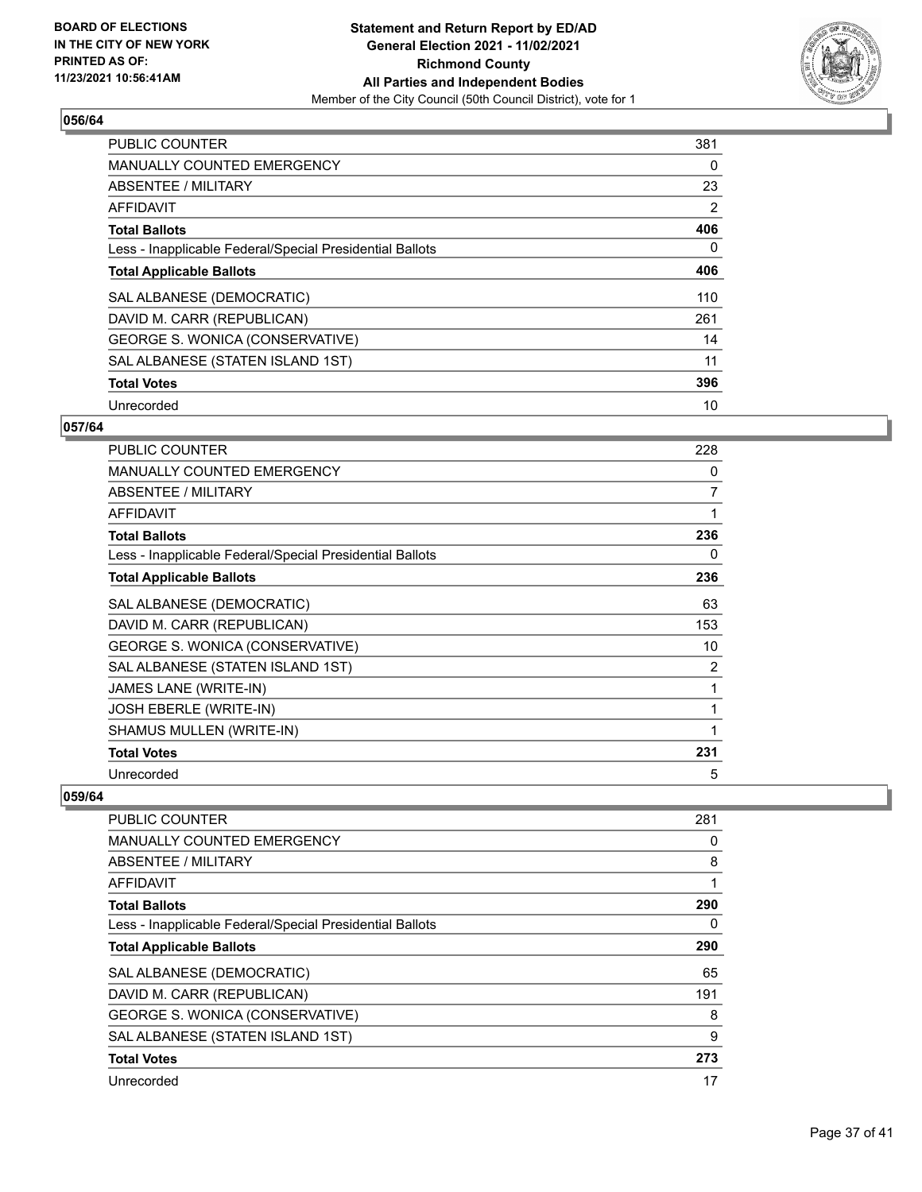**BOARD OF ELECTIONS IN THE CITY OF NEW YORK PRINTED AS OF: 11/23/2021 10:56:41AM**

**Statement and Return Report by ED/AD General Election 2021 - 11/02/2021 Richmond County All Parties and Independent Bodies**

Member of the City Council (50th Council District), vote for 1

## 056/64

| | |
|---|---|
| PUBLIC COUNTER | 381 |
| MANUALLY COUNTED EMERGENCY | 0 |
| ABSENTEE / MILITARY | 23 |
| AFFIDAVIT | 2 |
| **Total Ballots** | **406** |
| Less - Inapplicable Federal/Special Presidential Ballots | 0 |
| **Total Applicable Ballots** | **406** |
| SAL ALBANESE (DEMOCRATIC) | 110 |
| DAVID M. CARR (REPUBLICAN) | 261 |
| GEORGE S. WONICA (CONSERVATIVE) | 14 |
| SAL ALBANESE (STATEN ISLAND 1ST) | 11 |
| **Total Votes** | **396** |
| Unrecorded | 10 |

## 057/64

| | |
|---|---|
| PUBLIC COUNTER | 228 |
| MANUALLY COUNTED EMERGENCY | 0 |
| ABSENTEE / MILITARY | 7 |
| AFFIDAVIT | 1 |
| **Total Ballots** | **236** |
| Less - Inapplicable Federal/Special Presidential Ballots | 0 |
| **Total Applicable Ballots** | **236** |
| SAL ALBANESE (DEMOCRATIC) | 63 |
| DAVID M. CARR (REPUBLICAN) | 153 |
| GEORGE S. WONICA (CONSERVATIVE) | 10 |
| SAL ALBANESE (STATEN ISLAND 1ST) | 2 |
| JAMES LANE (WRITE-IN) | 1 |
| JOSH EBERLE (WRITE-IN) | 1 |
| SHAMUS MULLEN (WRITE-IN) | 1 |
| **Total Votes** | **231** |
| Unrecorded | 5 |

## 059/64

| | |
|---|---|
| PUBLIC COUNTER | 281 |
| MANUALLY COUNTED EMERGENCY | 0 |
| ABSENTEE / MILITARY | 8 |
| AFFIDAVIT | 1 |
| **Total Ballots** | **290** |
| Less - Inapplicable Federal/Special Presidential Ballots | 0 |
| **Total Applicable Ballots** | **290** |
| SAL ALBANESE (DEMOCRATIC) | 65 |
| DAVID M. CARR (REPUBLICAN) | 191 |
| GEORGE S. WONICA (CONSERVATIVE) | 8 |
| SAL ALBANESE (STATEN ISLAND 1ST) | 9 |
| **Total Votes** | **273** |
| Unrecorded | 17 |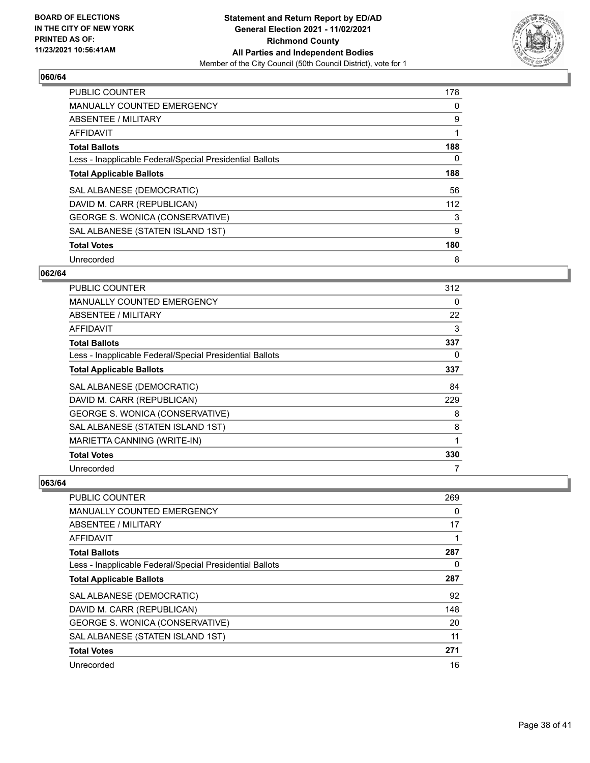**BOARD OF ELECTIONS IN THE CITY OF NEW YORK PRINTED AS OF: 11/23/2021 10:56:41AM**

**Statement and Return Report by ED/AD General Election 2021 - 11/02/2021 Richmond County All Parties and Independent Bodies**

Member of the City Council (50th Council District), vote for 1

### 060/64

| | |
|---|---|
| PUBLIC COUNTER | 178 |
| MANUALLY COUNTED EMERGENCY | 0 |
| ABSENTEE / MILITARY | 9 |
| AFFIDAVIT | 1 |
| **Total Ballots** | **188** |
| Less - Inapplicable Federal/Special Presidential Ballots | 0 |
| **Total Applicable Ballots** | **188** |
| SAL ALBANESE (DEMOCRATIC) | 56 |
| DAVID M. CARR (REPUBLICAN) | 112 |
| GEORGE S. WONICA (CONSERVATIVE) | 3 |
| SAL ALBANESE (STATEN ISLAND 1ST) | 9 |
| **Total Votes** | **180** |
| Unrecorded | 8 |

### 062/64

| | |
|---|---|
| PUBLIC COUNTER | 312 |
| MANUALLY COUNTED EMERGENCY | 0 |
| ABSENTEE / MILITARY | 22 |
| AFFIDAVIT | 3 |
| **Total Ballots** | **337** |
| Less - Inapplicable Federal/Special Presidential Ballots | 0 |
| **Total Applicable Ballots** | **337** |
| SAL ALBANESE (DEMOCRATIC) | 84 |
| DAVID M. CARR (REPUBLICAN) | 229 |
| GEORGE S. WONICA (CONSERVATIVE) | 8 |
| SAL ALBANESE (STATEN ISLAND 1ST) | 8 |
| MARIETTA CANNING (WRITE-IN) | 1 |
| **Total Votes** | **330** |
| Unrecorded | 7 |

### 063/64

| | |
|---|---|
| PUBLIC COUNTER | 269 |
| MANUALLY COUNTED EMERGENCY | 0 |
| ABSENTEE / MILITARY | 17 |
| AFFIDAVIT | 1 |
| **Total Ballots** | **287** |
| Less - Inapplicable Federal/Special Presidential Ballots | 0 |
| **Total Applicable Ballots** | **287** |
| SAL ALBANESE (DEMOCRATIC) | 92 |
| DAVID M. CARR (REPUBLICAN) | 148 |
| GEORGE S. WONICA (CONSERVATIVE) | 20 |
| SAL ALBANESE (STATEN ISLAND 1ST) | 11 |
| **Total Votes** | **271** |
| Unrecorded | 16 |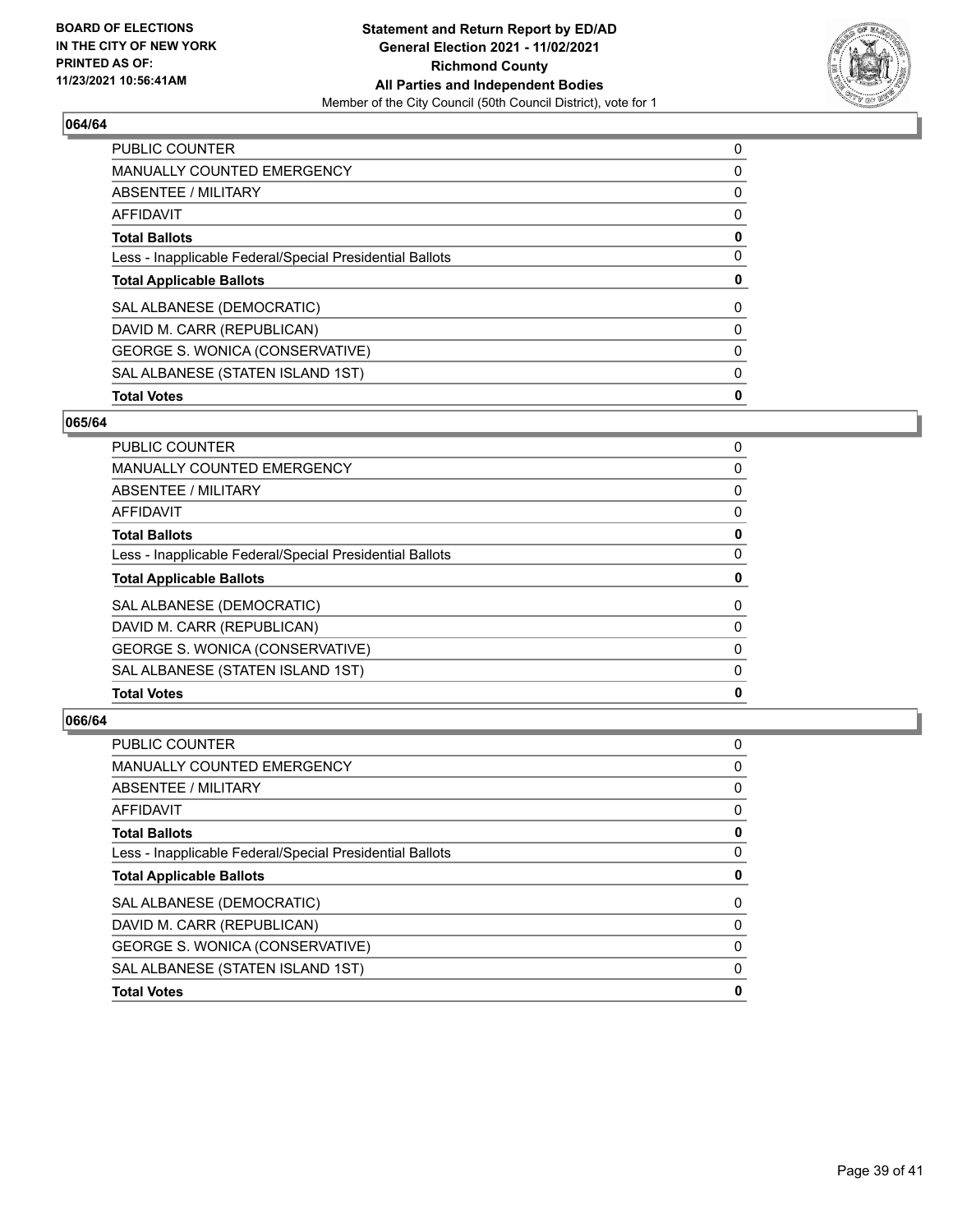**BOARD OF ELECTIONS IN THE CITY OF NEW YORK PRINTED AS OF: 11/23/2021 10:56:41AM**

**Statement and Return Report by ED/AD General Election 2021 - 11/02/2021 Richmond County All Parties and Independent Bodies**

Member of the City Council (50th Council District), vote for 1

### 064/64

| | |
|---|---|
| PUBLIC COUNTER | 0 |
| MANUALLY COUNTED EMERGENCY | 0 |
| ABSENTEE / MILITARY | 0 |
| AFFIDAVIT | 0 |
| **Total Ballots** | **0** |
| Less - Inapplicable Federal/Special Presidential Ballots | 0 |
| **Total Applicable Ballots** | **0** |
| SAL ALBANESE (DEMOCRATIC) | 0 |
| DAVID M. CARR (REPUBLICAN) | 0 |
| GEORGE S. WONICA (CONSERVATIVE) | 0 |
| SAL ALBANESE (STATEN ISLAND 1ST) | 0 |
| **Total Votes** | **0** |

### 065/64

| | |
|---|---|
| PUBLIC COUNTER | 0 |
| MANUALLY COUNTED EMERGENCY | 0 |
| ABSENTEE / MILITARY | 0 |
| AFFIDAVIT | 0 |
| **Total Ballots** | **0** |
| Less - Inapplicable Federal/Special Presidential Ballots | 0 |
| **Total Applicable Ballots** | **0** |
| SAL ALBANESE (DEMOCRATIC) | 0 |
| DAVID M. CARR (REPUBLICAN) | 0 |
| GEORGE S. WONICA (CONSERVATIVE) | 0 |
| SAL ALBANESE (STATEN ISLAND 1ST) | 0 |
| **Total Votes** | **0** |

### 066/64

| | |
|---|---|
| PUBLIC COUNTER | 0 |
| MANUALLY COUNTED EMERGENCY | 0 |
| ABSENTEE / MILITARY | 0 |
| AFFIDAVIT | 0 |
| **Total Ballots** | **0** |
| Less - Inapplicable Federal/Special Presidential Ballots | 0 |
| **Total Applicable Ballots** | **0** |
| SAL ALBANESE (DEMOCRATIC) | 0 |
| DAVID M. CARR (REPUBLICAN) | 0 |
| GEORGE S. WONICA (CONSERVATIVE) | 0 |
| SAL ALBANESE (STATEN ISLAND 1ST) | 0 |
| **Total Votes** | **0** |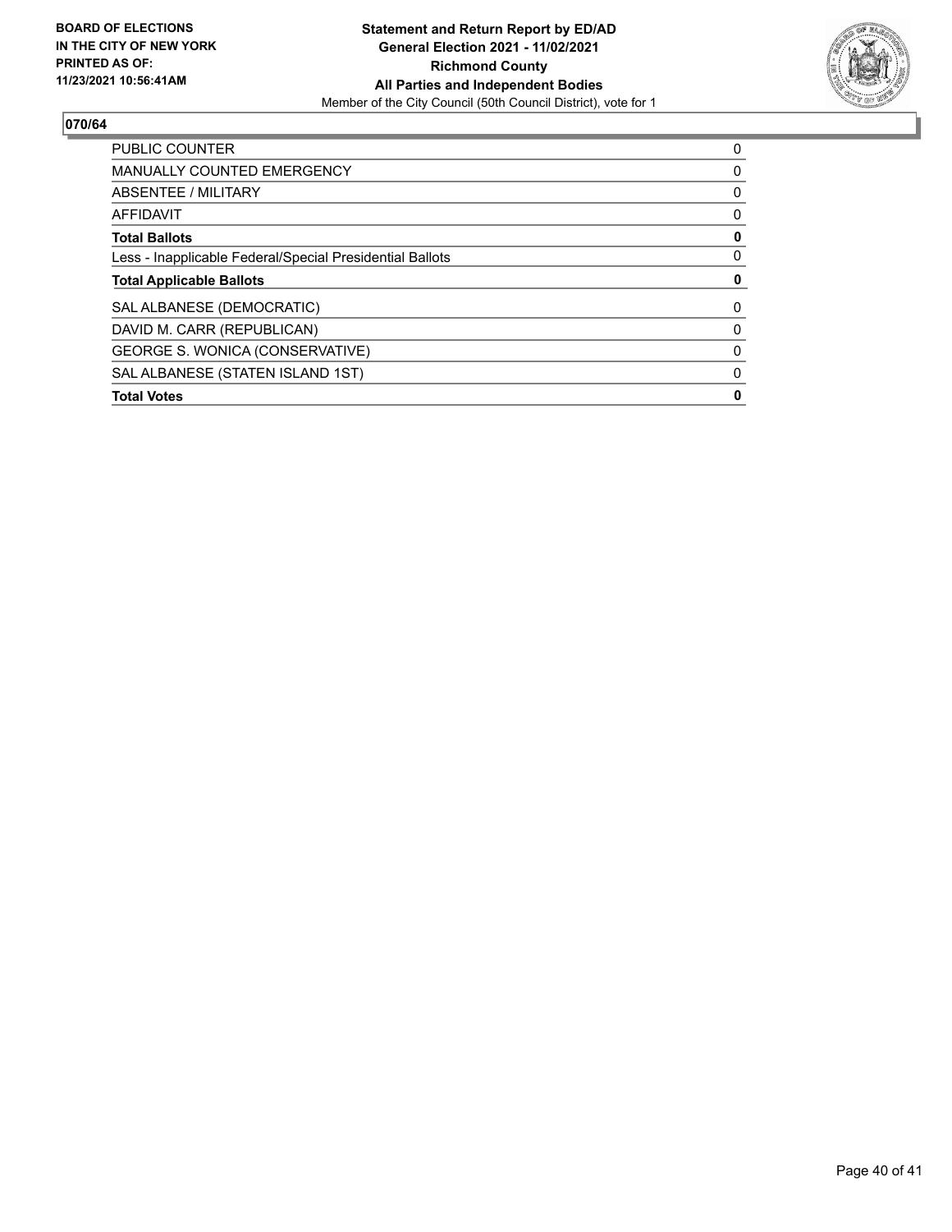**BOARD OF ELECTIONS IN THE CITY OF NEW YORK PRINTED AS OF: 11/23/2021 10:56:41AM**

**Statement and Return Report by ED/AD**
**General Election 2021 - 11/02/2021**
**Richmond County**
**All Parties and Independent Bodies**
Member of the City Council (50th Council District), vote for 1

## 070/64

| | |
|---|---|
| PUBLIC COUNTER | 0 |
| MANUALLY COUNTED EMERGENCY | 0 |
| ABSENTEE / MILITARY | 0 |
| AFFIDAVIT | 0 |
| **Total Ballots** | **0** |
| Less - Inapplicable Federal/Special Presidential Ballots | 0 |
| **Total Applicable Ballots** | **0** |
| SAL ALBANESE (DEMOCRATIC) | 0 |
| DAVID M. CARR (REPUBLICAN) | 0 |
| GEORGE S. WONICA (CONSERVATIVE) | 0 |
| SAL ALBANESE (STATEN ISLAND 1ST) | 0 |
| **Total Votes** | **0** |